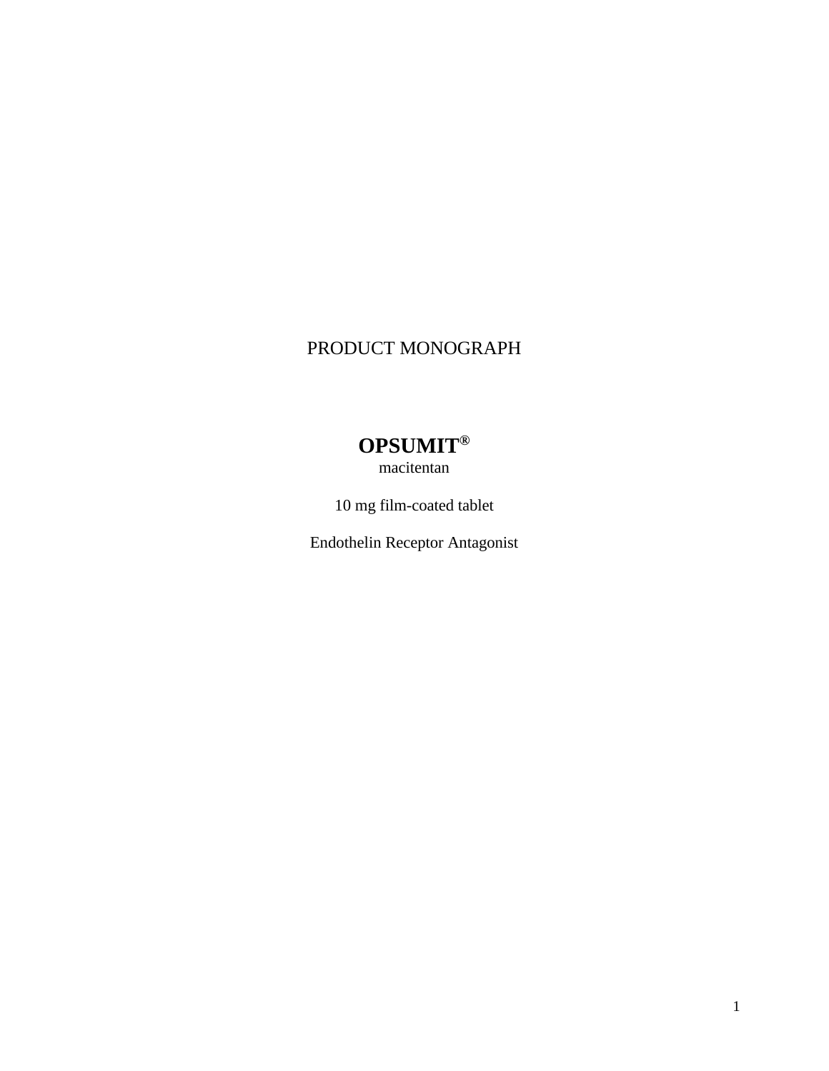PRODUCT MONOGRAPH

# OPSUMIT®

macitentan

10 mg film-coated tablet

Endothelin Receptor Antagonist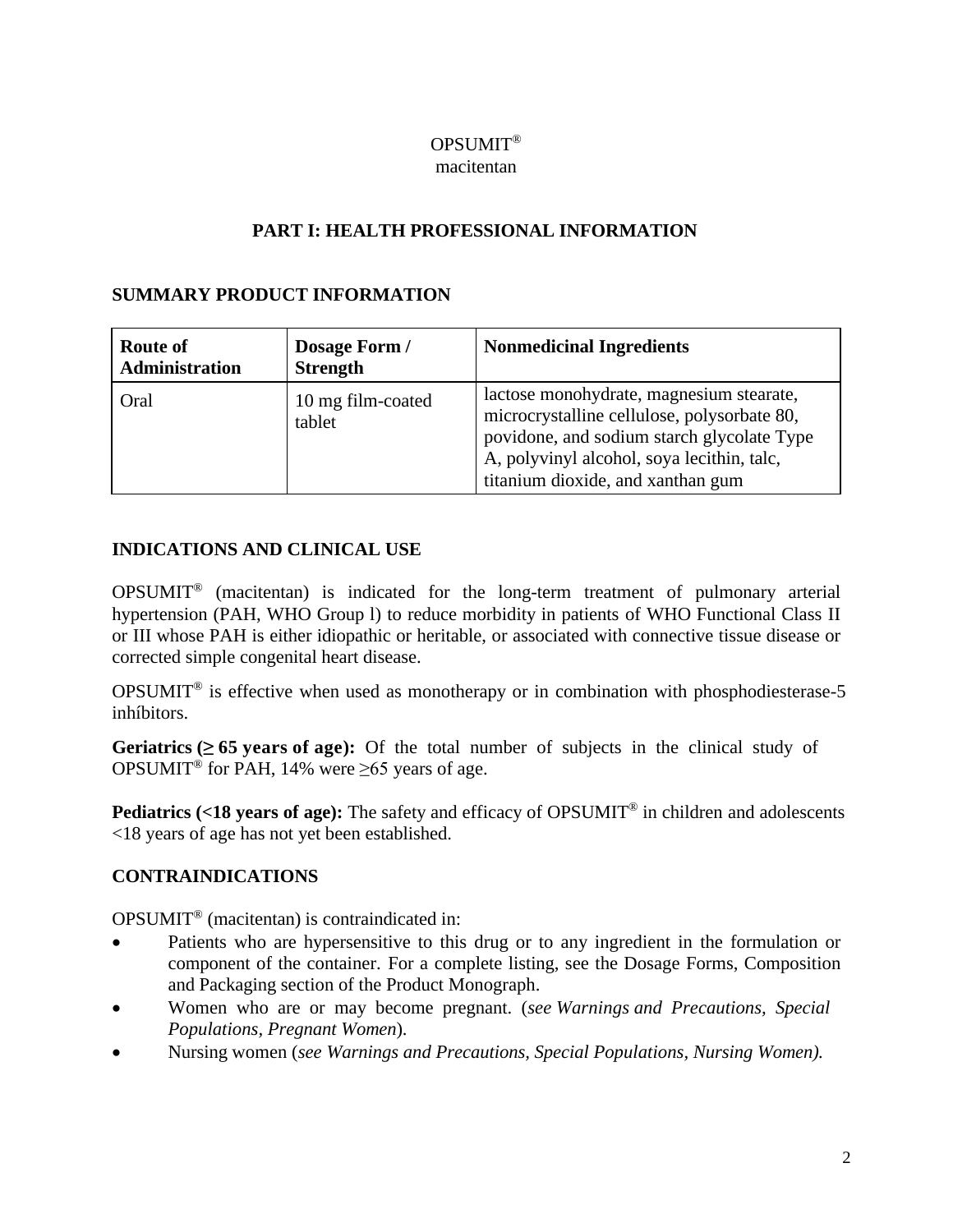OPSUMIT®
macitentan

# PART I: HEALTH PROFESSIONAL INFORMATION

## SUMMARY PRODUCT INFORMATION

| Route of Administration | Dosage Form / Strength | Nonmedicinal Ingredients |
|---|---|---|
| Oral | 10 mg film-coated tablet | lactose monohydrate, magnesium stearate, microcrystalline cellulose, polysorbate 80, povidone, and sodium starch glycolate Type A, polyvinyl alcohol, soya lecithin, talc, titanium dioxide, and xanthan gum |

## INDICATIONS AND CLINICAL USE

OPSUMIT® (macitentan) is indicated for the long-term treatment of pulmonary arterial hypertension (PAH, WHO Group l) to reduce morbidity in patients of WHO Functional Class II or III whose PAH is either idiopathic or heritable, or associated with connective tissue disease or corrected simple congenital heart disease.

OPSUMIT® is effective when used as monotherapy or in combination with phosphodiesterase-5 inhíbitors.

**Geriatrics (≥ 65 years of age):** Of the total number of subjects in the clinical study of OPSUMIT® for PAH, 14% were ≥65 years of age.

**Pediatrics (<18 years of age):** The safety and efficacy of OPSUMIT® in children and adolescents <18 years of age has not yet been established.

## CONTRAINDICATIONS

OPSUMIT® (macitentan) is contraindicated in:

- Patients who are hypersensitive to this drug or to any ingredient in the formulation or component of the container. For a complete listing, see the Dosage Forms, Composition and Packaging section of the Product Monograph.
- Women who are or may become pregnant. (*see Warnings and Precautions, Special Populations, Pregnant Women*).
- Nursing women (*see Warnings and Precautions, Special Populations, Nursing Women).*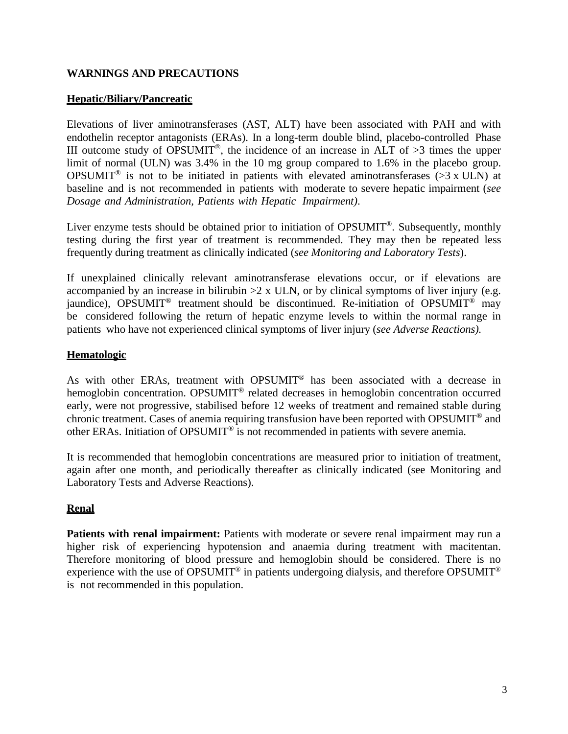## WARNINGS AND PRECAUTIONS

### Hepatic/Biliary/Pancreatic

Elevations of liver aminotransferases (AST, ALT) have been associated with PAH and with endothelin receptor antagonists (ERAs). In a long-term double blind, placebo-controlled Phase III outcome study of OPSUMIT®, the incidence of an increase in ALT of >3 times the upper limit of normal (ULN) was 3.4% in the 10 mg group compared to 1.6% in the placebo group. OPSUMIT® is not to be initiated in patients with elevated aminotransferases (>3 x ULN) at baseline and is not recommended in patients with moderate to severe hepatic impairment (*see Dosage and Administration, Patients with Hepatic Impairment)*.

Liver enzyme tests should be obtained prior to initiation of OPSUMIT®. Subsequently, monthly testing during the first year of treatment is recommended. They may then be repeated less frequently during treatment as clinically indicated (*see Monitoring and Laboratory Tests*).

If unexplained clinically relevant aminotransferase elevations occur, or if elevations are accompanied by an increase in bilirubin >2 x ULN, or by clinical symptoms of liver injury (e.g. jaundice), OPSUMIT® treatment should be discontinued. Re-initiation of OPSUMIT® may be considered following the return of hepatic enzyme levels to within the normal range in patients who have not experienced clinical symptoms of liver injury (*see Adverse Reactions).*

### Hematologic

As with other ERAs, treatment with OPSUMIT® has been associated with a decrease in hemoglobin concentration. OPSUMIT® related decreases in hemoglobin concentration occurred early, were not progressive, stabilised before 12 weeks of treatment and remained stable during chronic treatment. Cases of anemia requiring transfusion have been reported with OPSUMIT® and other ERAs. Initiation of OPSUMIT® is not recommended in patients with severe anemia.

It is recommended that hemoglobin concentrations are measured prior to initiation of treatment, again after one month, and periodically thereafter as clinically indicated (see Monitoring and Laboratory Tests and Adverse Reactions).

### Renal

**Patients with renal impairment:** Patients with moderate or severe renal impairment may run a higher risk of experiencing hypotension and anaemia during treatment with macitentan. Therefore monitoring of blood pressure and hemoglobin should be considered. There is no experience with the use of OPSUMIT® in patients undergoing dialysis, and therefore OPSUMIT® is not recommended in this population.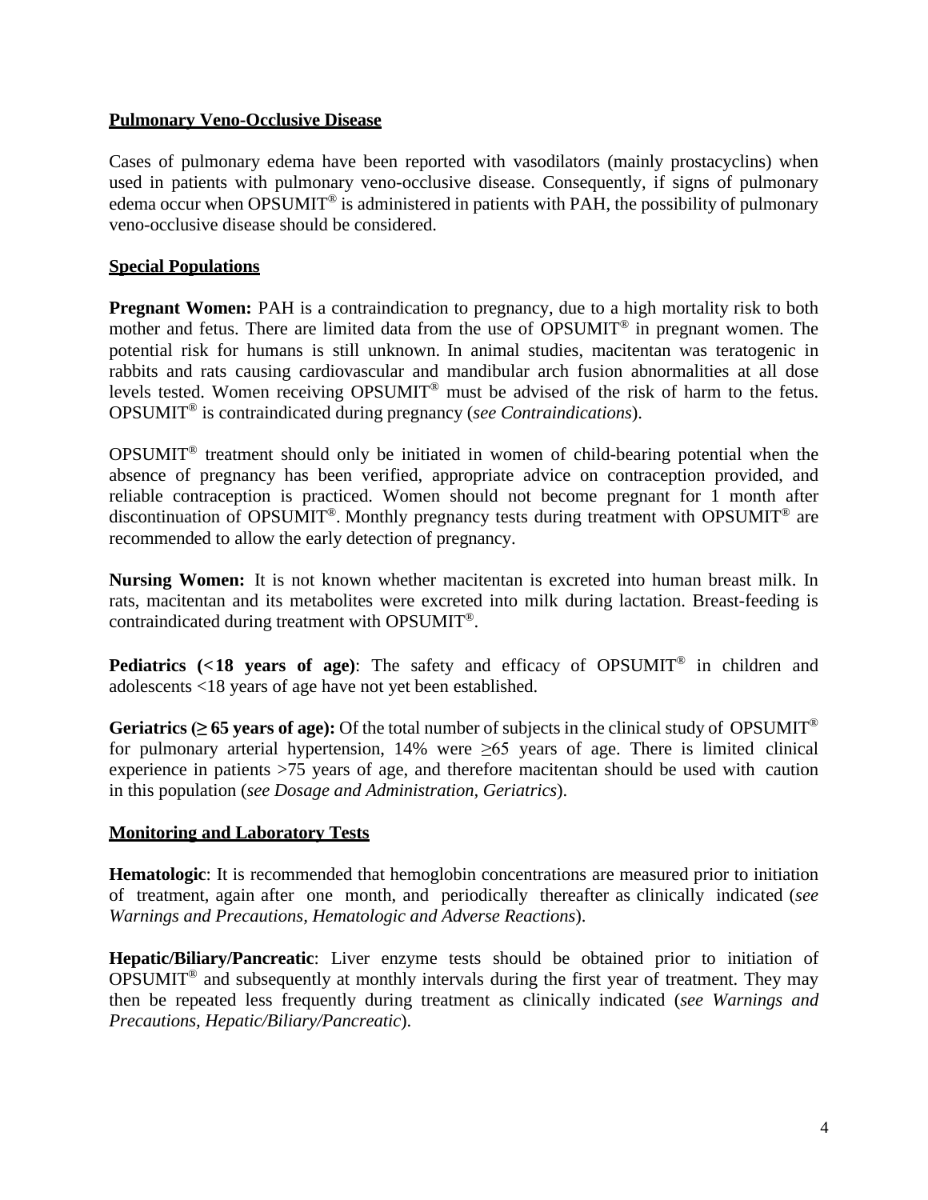## Pulmonary Veno-Occlusive Disease

Cases of pulmonary edema have been reported with vasodilators (mainly prostacyclins) when used in patients with pulmonary veno-occlusive disease. Consequently, if signs of pulmonary edema occur when OPSUMIT® is administered in patients with PAH, the possibility of pulmonary veno-occlusive disease should be considered.

## Special Populations

**Pregnant Women:** PAH is a contraindication to pregnancy, due to a high mortality risk to both mother and fetus. There are limited data from the use of OPSUMIT® in pregnant women. The potential risk for humans is still unknown. In animal studies, macitentan was teratogenic in rabbits and rats causing cardiovascular and mandibular arch fusion abnormalities at all dose levels tested. Women receiving OPSUMIT® must be advised of the risk of harm to the fetus. OPSUMIT® is contraindicated during pregnancy (*see Contraindications*).

OPSUMIT® treatment should only be initiated in women of child-bearing potential when the absence of pregnancy has been verified, appropriate advice on contraception provided, and reliable contraception is practiced. Women should not become pregnant for 1 month after discontinuation of OPSUMIT®. Monthly pregnancy tests during treatment with OPSUMIT® are recommended to allow the early detection of pregnancy.

**Nursing Women:** It is not known whether macitentan is excreted into human breast milk. In rats, macitentan and its metabolites were excreted into milk during lactation. Breast-feeding is contraindicated during treatment with OPSUMIT®.

**Pediatrics (<18 years of age)**: The safety and efficacy of OPSUMIT® in children and adolescents <18 years of age have not yet been established.

**Geriatrics (≥ 65 years of age):** Of the total number of subjects in the clinical study of OPSUMIT® for pulmonary arterial hypertension, 14% were ≥65 years of age. There is limited clinical experience in patients >75 years of age, and therefore macitentan should be used with caution in this population (*see Dosage and Administration, Geriatrics*).

## Monitoring and Laboratory Tests

**Hematologic**: It is recommended that hemoglobin concentrations are measured prior to initiation of treatment, again after one month, and periodically thereafter as clinically indicated (*see Warnings and Precautions, Hematologic and Adverse Reactions*).

**Hepatic/Biliary/Pancreatic**: Liver enzyme tests should be obtained prior to initiation of OPSUMIT® and subsequently at monthly intervals during the first year of treatment. They may then be repeated less frequently during treatment as clinically indicated (*see Warnings and Precautions, Hepatic/Biliary/Pancreatic*).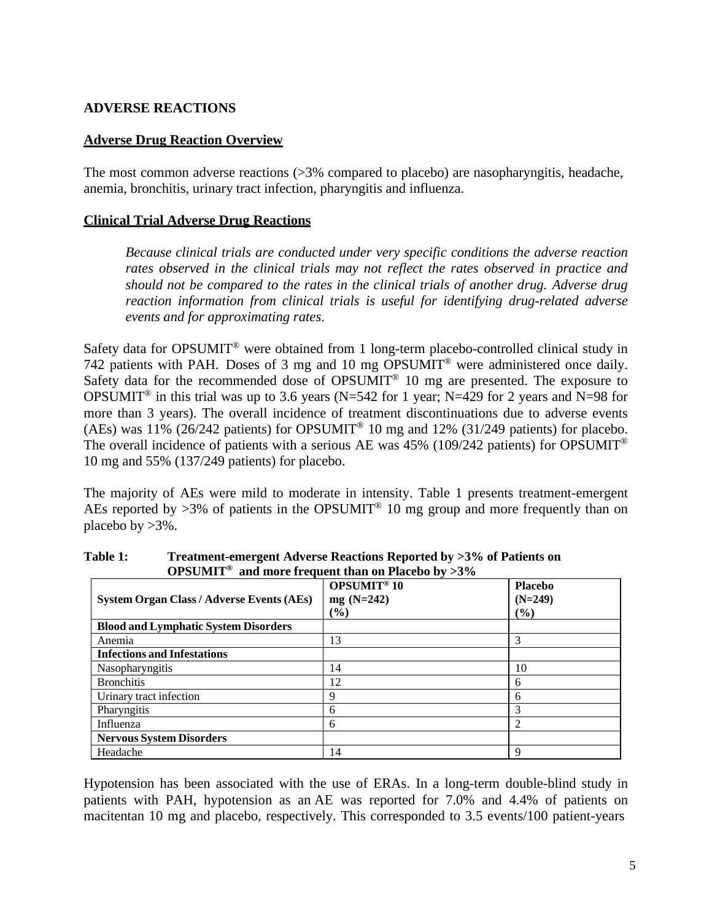## ADVERSE REACTIONS

### Adverse Drug Reaction Overview

The most common adverse reactions (>3% compared to placebo) are nasopharyngitis, headache, anemia, bronchitis, urinary tract infection, pharyngitis and influenza.

### Clinical Trial Adverse Drug Reactions

*Because clinical trials are conducted under very specific conditions the adverse reaction rates observed in the clinical trials may not reflect the rates observed in practice and should not be compared to the rates in the clinical trials of another drug. Adverse drug reaction information from clinical trials is useful for identifying drug-related adverse events and for approximating rates.*

Safety data for OPSUMIT® were obtained from 1 long-term placebo-controlled clinical study in 742 patients with PAH. Doses of 3 mg and 10 mg OPSUMIT® were administered once daily. Safety data for the recommended dose of OPSUMIT® 10 mg are presented. The exposure to OPSUMIT® in this trial was up to 3.6 years (N=542 for 1 year; N=429 for 2 years and N=98 for more than 3 years). The overall incidence of treatment discontinuations due to adverse events (AEs) was 11% (26/242 patients) for OPSUMIT® 10 mg and 12% (31/249 patients) for placebo. The overall incidence of patients with a serious AE was 45% (109/242 patients) for OPSUMIT® 10 mg and 55% (137/249 patients) for placebo.

The majority of AEs were mild to moderate in intensity. Table 1 presents treatment-emergent AEs reported by >3% of patients in the OPSUMIT® 10 mg group and more frequently than on placebo by >3%.

**Table 1: Treatment-emergent Adverse Reactions Reported by >3% of Patients on OPSUMIT® and more frequent than on Placebo by >3%**

| System Organ Class / Adverse Events (AEs) | OPSUMIT® 10 mg (N=242) (%) | Placebo (N=249) (%) |
|---|---|---|
| **Blood and Lymphatic System Disorders** | | |
| Anemia | 13 | 3 |
| **Infections and Infestations** | | |
| Nasopharyngitis | 14 | 10 |
| Bronchitis | 12 | 6 |
| Urinary tract infection | 9 | 6 |
| Pharyngitis | 6 | 3 |
| Influenza | 6 | 2 |
| **Nervous System Disorders** | | |
| Headache | 14 | 9 |

Hypotension has been associated with the use of ERAs. In a long-term double-blind study in patients with PAH, hypotension as an AE was reported for 7.0% and 4.4% of patients on macitentan 10 mg and placebo, respectively. This corresponded to 3.5 events/100 patient-years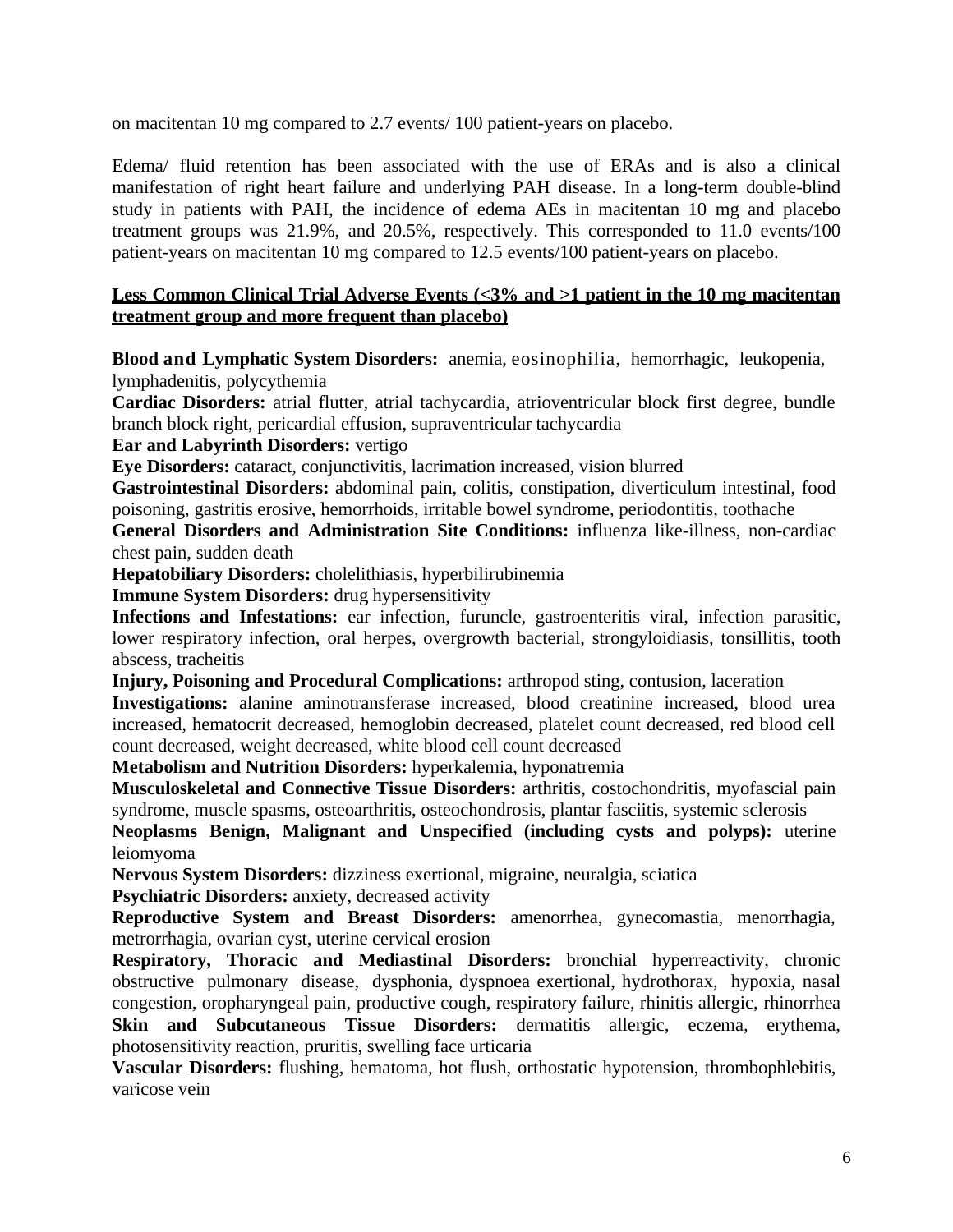on macitentan 10 mg compared to 2.7 events/ 100 patient-years on placebo.

Edema/ fluid retention has been associated with the use of ERAs and is also a clinical manifestation of right heart failure and underlying PAH disease. In a long-term double-blind study in patients with PAH, the incidence of edema AEs in macitentan 10 mg and placebo treatment groups was 21.9%, and 20.5%, respectively. This corresponded to 11.0 events/100 patient-years on macitentan 10 mg compared to 12.5 events/100 patient-years on placebo.

**Less Common Clinical Trial Adverse Events (<3% and >1 patient in the 10 mg macitentan treatment group and more frequent than placebo)**

**Blood and Lymphatic System Disorders:** anemia, eosinophilia, hemorrhagic, leukopenia, lymphadenitis, polycythemia

**Cardiac Disorders:** atrial flutter, atrial tachycardia, atrioventricular block first degree, bundle branch block right, pericardial effusion, supraventricular tachycardia

**Ear and Labyrinth Disorders:** vertigo

**Eye Disorders:** cataract, conjunctivitis, lacrimation increased, vision blurred

**Gastrointestinal Disorders:** abdominal pain, colitis, constipation, diverticulum intestinal, food poisoning, gastritis erosive, hemorrhoids, irritable bowel syndrome, periodontitis, toothache

**General Disorders and Administration Site Conditions:** influenza like-illness, non-cardiac chest pain, sudden death

**Hepatobiliary Disorders:** cholelithiasis, hyperbilirubinemia

**Immune System Disorders:** drug hypersensitivity

**Infections and Infestations:** ear infection, furuncle, gastroenteritis viral, infection parasitic, lower respiratory infection, oral herpes, overgrowth bacterial, strongyloidiasis, tonsillitis, tooth abscess, tracheitis

**Injury, Poisoning and Procedural Complications:** arthropod sting, contusion, laceration

**Investigations:** alanine aminotransferase increased, blood creatinine increased, blood urea increased, hematocrit decreased, hemoglobin decreased, platelet count decreased, red blood cell count decreased, weight decreased, white blood cell count decreased

**Metabolism and Nutrition Disorders:** hyperkalemia, hyponatremia

**Musculoskeletal and Connective Tissue Disorders:** arthritis, costochondritis, myofascial pain syndrome, muscle spasms, osteoarthritis, osteochondrosis, plantar fasciitis, systemic sclerosis

**Neoplasms Benign, Malignant and Unspecified (including cysts and polyps):** uterine leiomyoma

**Nervous System Disorders:** dizziness exertional, migraine, neuralgia, sciatica

**Psychiatric Disorders:** anxiety, decreased activity

**Reproductive System and Breast Disorders:** amenorrhea, gynecomastia, menorrhagia, metrorrhagia, ovarian cyst, uterine cervical erosion

**Respiratory, Thoracic and Mediastinal Disorders:** bronchial hyperreactivity, chronic obstructive pulmonary disease, dysphonia, dyspnoea exertional, hydrothorax, hypoxia, nasal congestion, oropharyngeal pain, productive cough, respiratory failure, rhinitis allergic, rhinorrhea

**Skin and Subcutaneous Tissue Disorders:** dermatitis allergic, eczema, erythema, photosensitivity reaction, pruritis, swelling face urticaria

**Vascular Disorders:** flushing, hematoma, hot flush, orthostatic hypotension, thrombophlebitis, varicose vein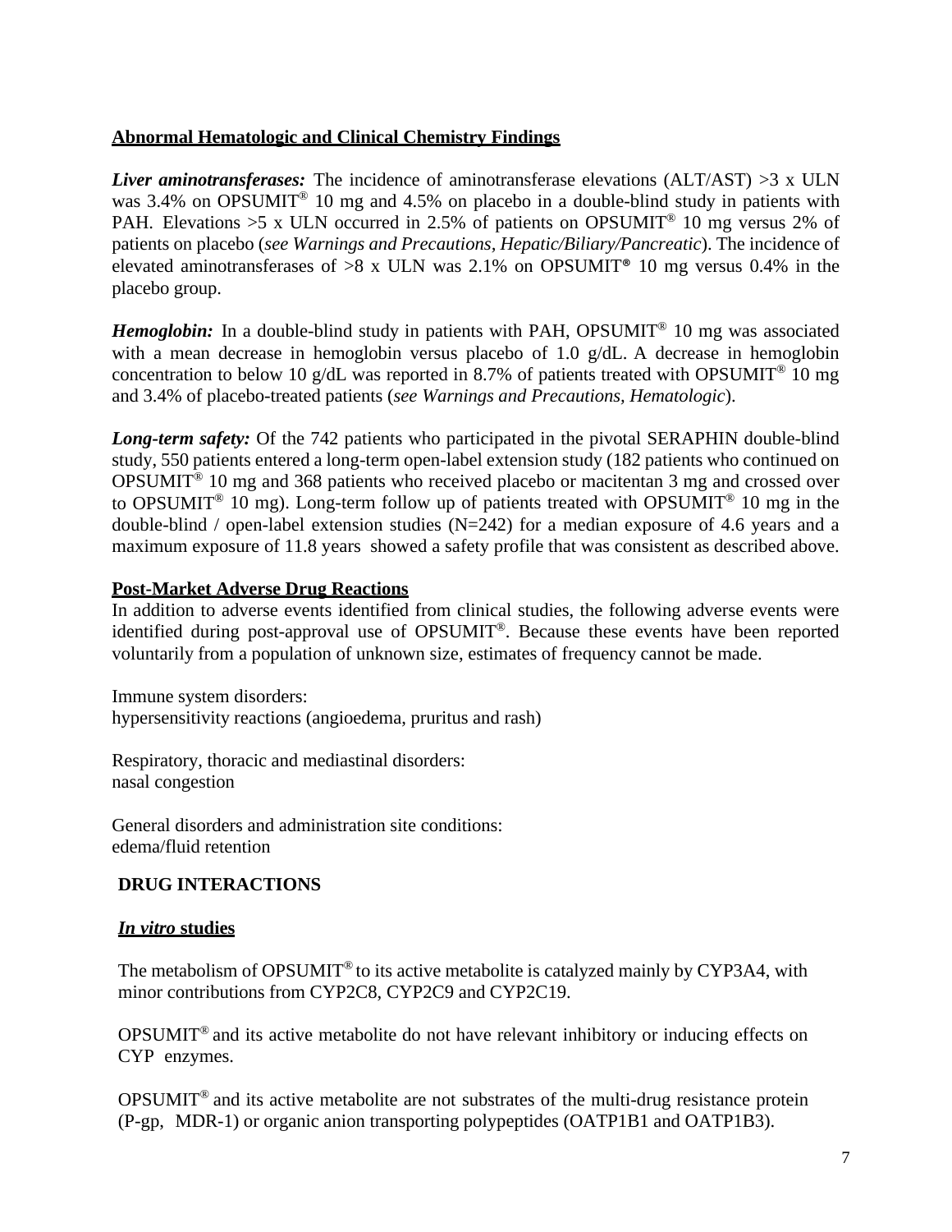**Abnormal Hematologic and Clinical Chemistry Findings**

***Liver aminotransferases:*** The incidence of aminotransferase elevations (ALT/AST) >3 x ULN was 3.4% on OPSUMIT® 10 mg and 4.5% on placebo in a double-blind study in patients with PAH. Elevations >5 x ULN occurred in 2.5% of patients on OPSUMIT® 10 mg versus 2% of patients on placebo (*see Warnings and Precautions, Hepatic/Biliary/Pancreatic*). The incidence of elevated aminotransferases of >8 x ULN was 2.1% on OPSUMIT® 10 mg versus 0.4% in the placebo group.

***Hemoglobin:*** In a double-blind study in patients with PAH, OPSUMIT® 10 mg was associated with a mean decrease in hemoglobin versus placebo of 1.0 g/dL. A decrease in hemoglobin concentration to below 10 g/dL was reported in 8.7% of patients treated with OPSUMIT® 10 mg and 3.4% of placebo-treated patients (*see Warnings and Precautions, Hematologic*).

***Long-term safety:*** Of the 742 patients who participated in the pivotal SERAPHIN double-blind study, 550 patients entered a long-term open-label extension study (182 patients who continued on OPSUMIT® 10 mg and 368 patients who received placebo or macitentan 3 mg and crossed over to OPSUMIT® 10 mg). Long-term follow up of patients treated with OPSUMIT® 10 mg in the double-blind / open-label extension studies (N=242) for a median exposure of 4.6 years and a maximum exposure of 11.8 years showed a safety profile that was consistent as described above.

**Post-Market Adverse Drug Reactions**

In addition to adverse events identified from clinical studies, the following adverse events were identified during post-approval use of OPSUMIT®. Because these events have been reported voluntarily from a population of unknown size, estimates of frequency cannot be made.

Immune system disorders:
hypersensitivity reactions (angioedema, pruritus and rash)

Respiratory, thoracic and mediastinal disorders:
nasal congestion

General disorders and administration site conditions:
edema/fluid retention

## DRUG INTERACTIONS

***In vitro* studies**

The metabolism of OPSUMIT® to its active metabolite is catalyzed mainly by CYP3A4, with minor contributions from CYP2C8, CYP2C9 and CYP2C19.

OPSUMIT® and its active metabolite do not have relevant inhibitory or inducing effects on CYP enzymes.

OPSUMIT® and its active metabolite are not substrates of the multi-drug resistance protein (P-gp, MDR-1) or organic anion transporting polypeptides (OATP1B1 and OATP1B3).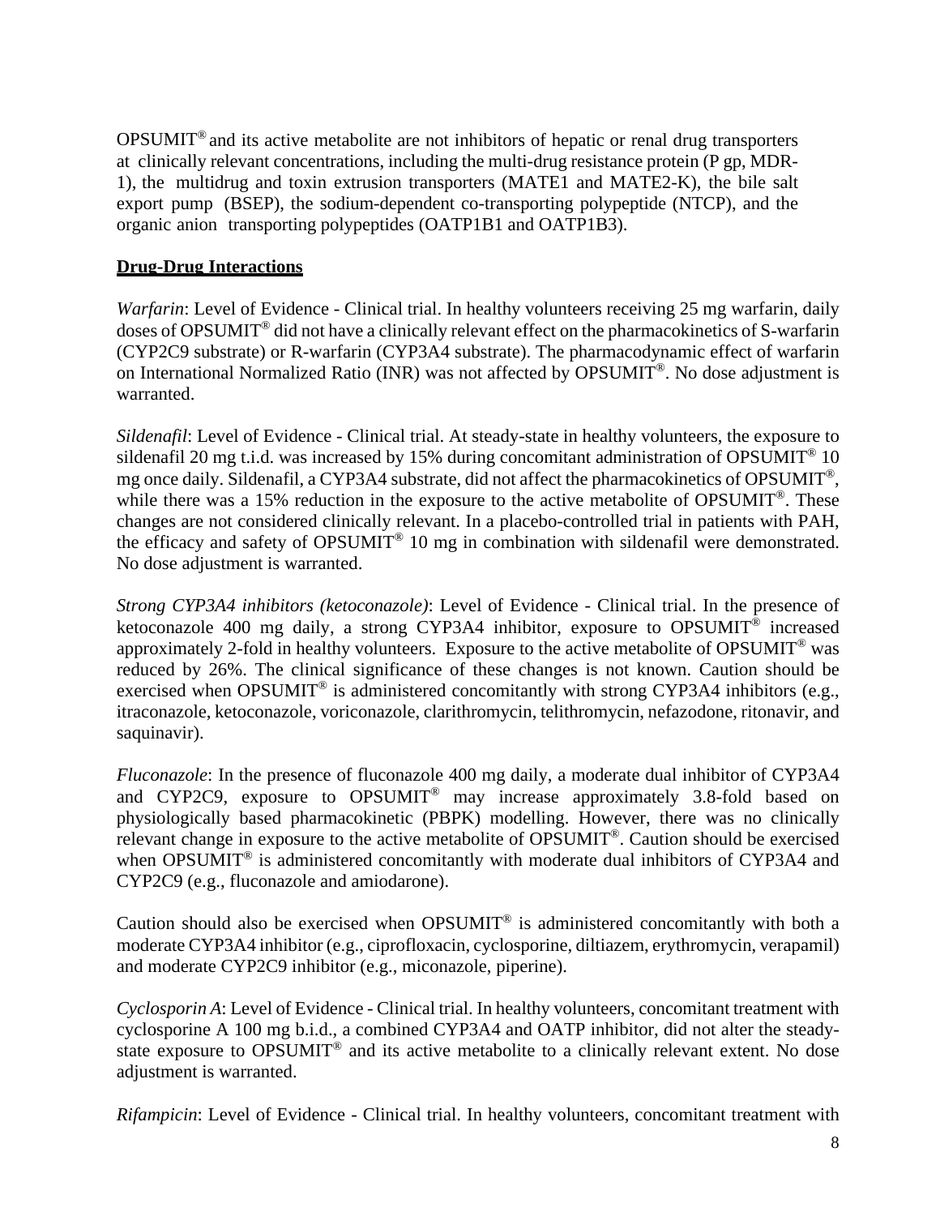OPSUMIT® and its active metabolite are not inhibitors of hepatic or renal drug transporters at clinically relevant concentrations, including the multi-drug resistance protein (P gp, MDR-1), the multidrug and toxin extrusion transporters (MATE1 and MATE2-K), the bile salt export pump (BSEP), the sodium-dependent co-transporting polypeptide (NTCP), and the organic anion transporting polypeptides (OATP1B1 and OATP1B3).

**Drug-Drug Interactions**

*Warfarin*: Level of Evidence - Clinical trial. In healthy volunteers receiving 25 mg warfarin, daily doses of OPSUMIT® did not have a clinically relevant effect on the pharmacokinetics of S-warfarin (CYP2C9 substrate) or R-warfarin (CYP3A4 substrate). The pharmacodynamic effect of warfarin on International Normalized Ratio (INR) was not affected by OPSUMIT®. No dose adjustment is warranted.

*Sildenafil*: Level of Evidence - Clinical trial. At steady-state in healthy volunteers, the exposure to sildenafil 20 mg t.i.d. was increased by 15% during concomitant administration of OPSUMIT® 10 mg once daily. Sildenafil, a CYP3A4 substrate, did not affect the pharmacokinetics of OPSUMIT®, while there was a 15% reduction in the exposure to the active metabolite of OPSUMIT®. These changes are not considered clinically relevant. In a placebo-controlled trial in patients with PAH, the efficacy and safety of OPSUMIT® 10 mg in combination with sildenafil were demonstrated. No dose adjustment is warranted.

*Strong CYP3A4 inhibitors (ketoconazole)*: Level of Evidence - Clinical trial. In the presence of ketoconazole 400 mg daily, a strong CYP3A4 inhibitor, exposure to OPSUMIT® increased approximately 2-fold in healthy volunteers. Exposure to the active metabolite of OPSUMIT® was reduced by 26%. The clinical significance of these changes is not known. Caution should be exercised when OPSUMIT® is administered concomitantly with strong CYP3A4 inhibitors (e.g., itraconazole, ketoconazole, voriconazole, clarithromycin, telithromycin, nefazodone, ritonavir, and saquinavir).

*Fluconazole*: In the presence of fluconazole 400 mg daily, a moderate dual inhibitor of CYP3A4 and CYP2C9, exposure to OPSUMIT® may increase approximately 3.8-fold based on physiologically based pharmacokinetic (PBPK) modelling. However, there was no clinically relevant change in exposure to the active metabolite of OPSUMIT®. Caution should be exercised when OPSUMIT® is administered concomitantly with moderate dual inhibitors of CYP3A4 and CYP2C9 (e.g., fluconazole and amiodarone).

Caution should also be exercised when OPSUMIT® is administered concomitantly with both a moderate CYP3A4 inhibitor (e.g., ciprofloxacin, cyclosporine, diltiazem, erythromycin, verapamil) and moderate CYP2C9 inhibitor (e.g., miconazole, piperine).

*Cyclosporin A*: Level of Evidence - Clinical trial. In healthy volunteers, concomitant treatment with cyclosporine A 100 mg b.i.d., a combined CYP3A4 and OATP inhibitor, did not alter the steady-state exposure to OPSUMIT® and its active metabolite to a clinically relevant extent. No dose adjustment is warranted.

*Rifampicin*: Level of Evidence - Clinical trial. In healthy volunteers, concomitant treatment with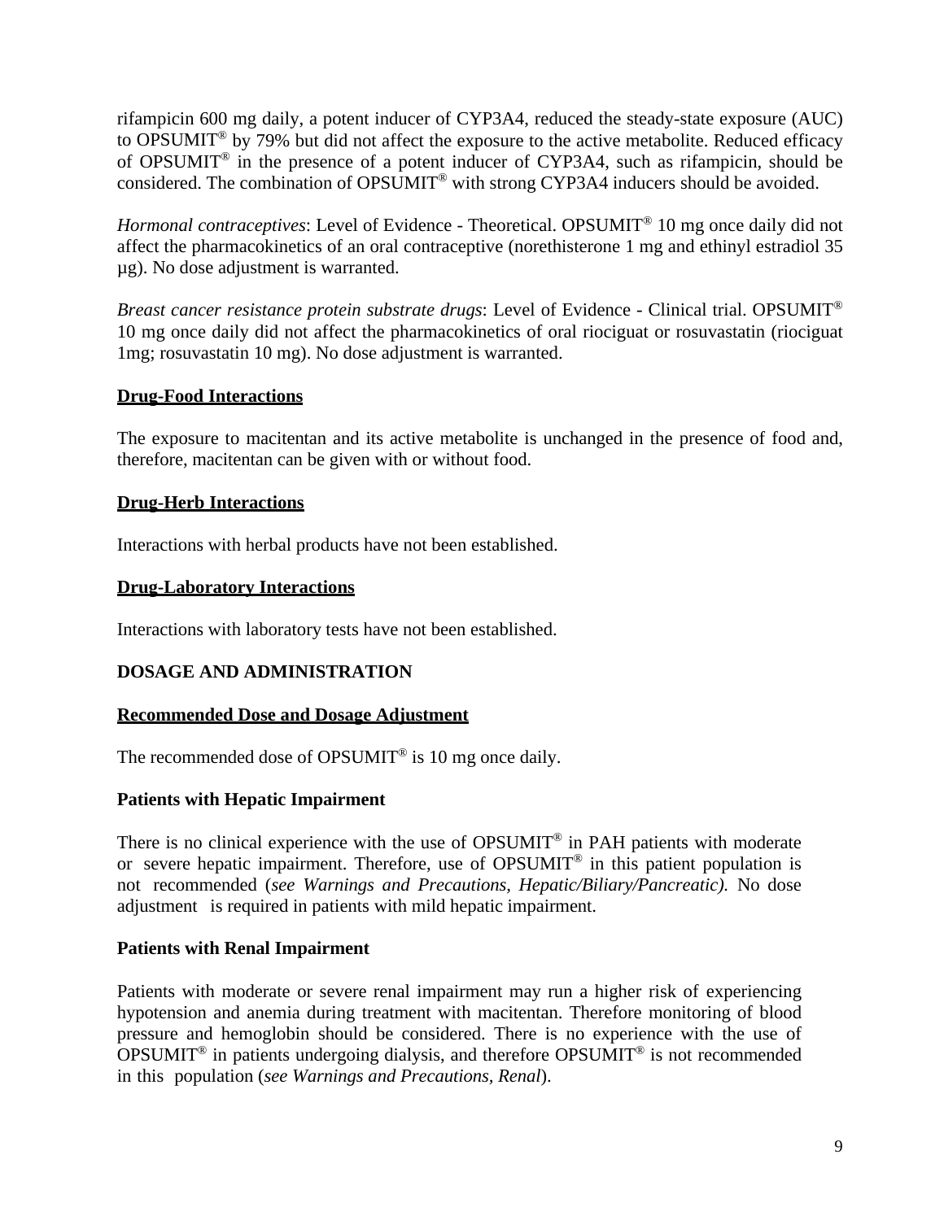rifampicin 600 mg daily, a potent inducer of CYP3A4, reduced the steady-state exposure (AUC) to OPSUMIT® by 79% but did not affect the exposure to the active metabolite. Reduced efficacy of OPSUMIT® in the presence of a potent inducer of CYP3A4, such as rifampicin, should be considered. The combination of OPSUMIT® with strong CYP3A4 inducers should be avoided.

*Hormonal contraceptives*: Level of Evidence - Theoretical. OPSUMIT® 10 mg once daily did not affect the pharmacokinetics of an oral contraceptive (norethisterone 1 mg and ethinyl estradiol 35 μg). No dose adjustment is warranted.

*Breast cancer resistance protein substrate drugs*: Level of Evidence - Clinical trial. OPSUMIT® 10 mg once daily did not affect the pharmacokinetics of oral riociguat or rosuvastatin (riociguat 1mg; rosuvastatin 10 mg). No dose adjustment is warranted.

**Drug-Food Interactions**

The exposure to macitentan and its active metabolite is unchanged in the presence of food and, therefore, macitentan can be given with or without food.

**Drug-Herb Interactions**

Interactions with herbal products have not been established.

**Drug-Laboratory Interactions**

Interactions with laboratory tests have not been established.

## DOSAGE AND ADMINISTRATION

**Recommended Dose and Dosage Adjustment**

The recommended dose of OPSUMIT® is 10 mg once daily.

**Patients with Hepatic Impairment**

There is no clinical experience with the use of OPSUMIT® in PAH patients with moderate or severe hepatic impairment. Therefore, use of OPSUMIT® in this patient population is not recommended (*see Warnings and Precautions, Hepatic/Biliary/Pancreatic).* No dose adjustment is required in patients with mild hepatic impairment.

**Patients with Renal Impairment**

Patients with moderate or severe renal impairment may run a higher risk of experiencing hypotension and anemia during treatment with macitentan. Therefore monitoring of blood pressure and hemoglobin should be considered. There is no experience with the use of OPSUMIT® in patients undergoing dialysis, and therefore OPSUMIT® is not recommended in this population (*see Warnings and Precautions, Renal*).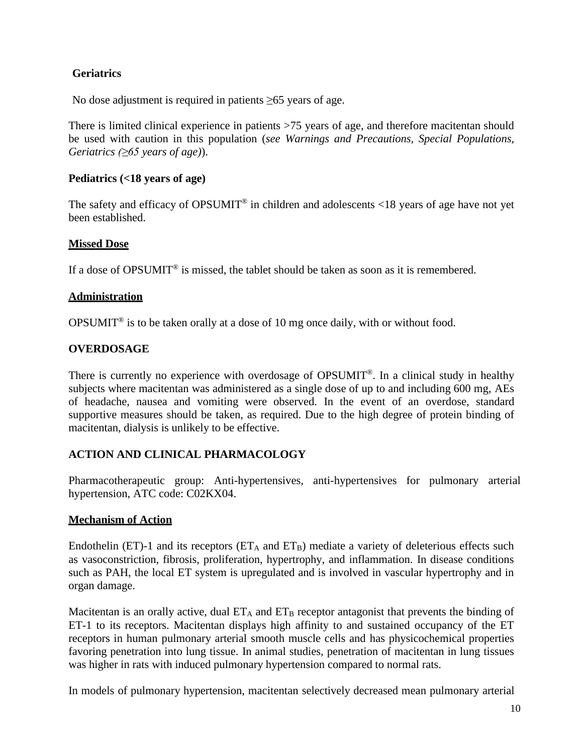**Geriatrics**

No dose adjustment is required in patients ≥65 years of age.

There is limited clinical experience in patients >75 years of age, and therefore macitentan should be used with caution in this population (*see Warnings and Precautions, Special Populations, Geriatrics (≥65 years of age)*).

**Pediatrics (<18 years of age)**

The safety and efficacy of OPSUMIT® in children and adolescents <18 years of age have not yet been established.

**Missed Dose**

If a dose of OPSUMIT® is missed, the tablet should be taken as soon as it is remembered.

**Administration**

OPSUMIT® is to be taken orally at a dose of 10 mg once daily, with or without food.

## OVERDOSAGE

There is currently no experience with overdosage of OPSUMIT®. In a clinical study in healthy subjects where macitentan was administered as a single dose of up to and including 600 mg, AEs of headache, nausea and vomiting were observed. In the event of an overdose, standard supportive measures should be taken, as required. Due to the high degree of protein binding of macitentan, dialysis is unlikely to be effective.

## ACTION AND CLINICAL PHARMACOLOGY

Pharmacotherapeutic group: Anti-hypertensives, anti-hypertensives for pulmonary arterial hypertension, ATC code: C02KX04.

**Mechanism of Action**

Endothelin (ET)-1 and its receptors ($ET_A$ and $ET_B$) mediate a variety of deleterious effects such as vasoconstriction, fibrosis, proliferation, hypertrophy, and inflammation. In disease conditions such as PAH, the local ET system is upregulated and is involved in vascular hypertrophy and in organ damage.

Macitentan is an orally active, dual $ET_A$ and $ET_B$ receptor antagonist that prevents the binding of ET-1 to its receptors. Macitentan displays high affinity to and sustained occupancy of the ET receptors in human pulmonary arterial smooth muscle cells and has physicochemical properties favoring penetration into lung tissue. In animal studies, penetration of macitentan in lung tissues was higher in rats with induced pulmonary hypertension compared to normal rats.

In models of pulmonary hypertension, macitentan selectively decreased mean pulmonary arterial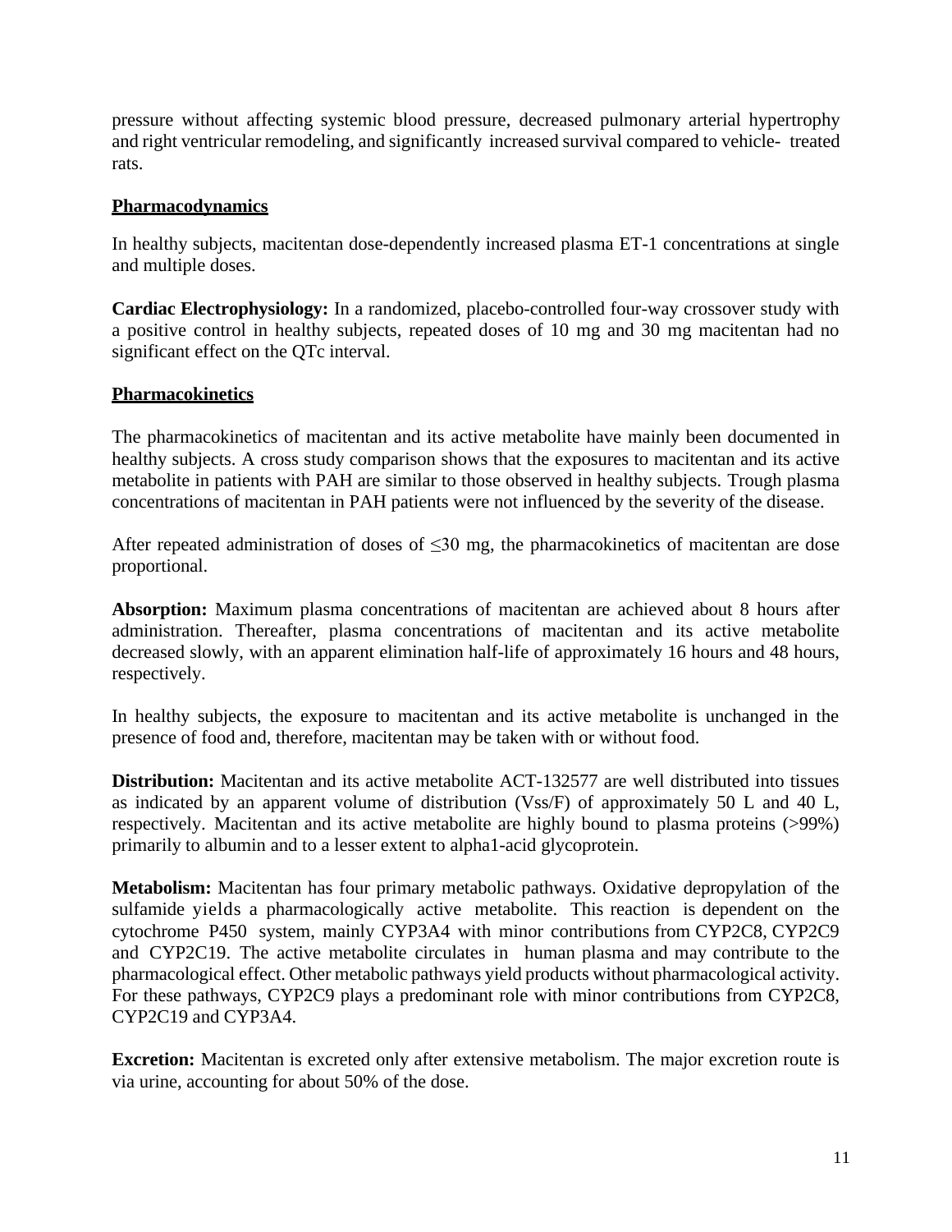pressure without affecting systemic blood pressure, decreased pulmonary arterial hypertrophy and right ventricular remodeling, and significantly increased survival compared to vehicle- treated rats.

## Pharmacodynamics

In healthy subjects, macitentan dose-dependently increased plasma ET-1 concentrations at single and multiple doses.

**Cardiac Electrophysiology:** In a randomized, placebo-controlled four-way crossover study with a positive control in healthy subjects, repeated doses of 10 mg and 30 mg macitentan had no significant effect on the QTc interval.

## Pharmacokinetics

The pharmacokinetics of macitentan and its active metabolite have mainly been documented in healthy subjects. A cross study comparison shows that the exposures to macitentan and its active metabolite in patients with PAH are similar to those observed in healthy subjects. Trough plasma concentrations of macitentan in PAH patients were not influenced by the severity of the disease.

After repeated administration of doses of ≤30 mg, the pharmacokinetics of macitentan are dose proportional.

**Absorption:** Maximum plasma concentrations of macitentan are achieved about 8 hours after administration. Thereafter, plasma concentrations of macitentan and its active metabolite decreased slowly, with an apparent elimination half-life of approximately 16 hours and 48 hours, respectively.

In healthy subjects, the exposure to macitentan and its active metabolite is unchanged in the presence of food and, therefore, macitentan may be taken with or without food.

**Distribution:** Macitentan and its active metabolite ACT-132577 are well distributed into tissues as indicated by an apparent volume of distribution (Vss/F) of approximately 50 L and 40 L, respectively. Macitentan and its active metabolite are highly bound to plasma proteins (>99%) primarily to albumin and to a lesser extent to alpha1-acid glycoprotein.

**Metabolism:** Macitentan has four primary metabolic pathways. Oxidative depropylation of the sulfamide yields a pharmacologically active metabolite. This reaction is dependent on the cytochrome P450 system, mainly CYP3A4 with minor contributions from CYP2C8, CYP2C9 and CYP2C19. The active metabolite circulates in human plasma and may contribute to the pharmacological effect. Other metabolic pathways yield products without pharmacological activity. For these pathways, CYP2C9 plays a predominant role with minor contributions from CYP2C8, CYP2C19 and CYP3A4.

**Excretion:** Macitentan is excreted only after extensive metabolism. The major excretion route is via urine, accounting for about 50% of the dose.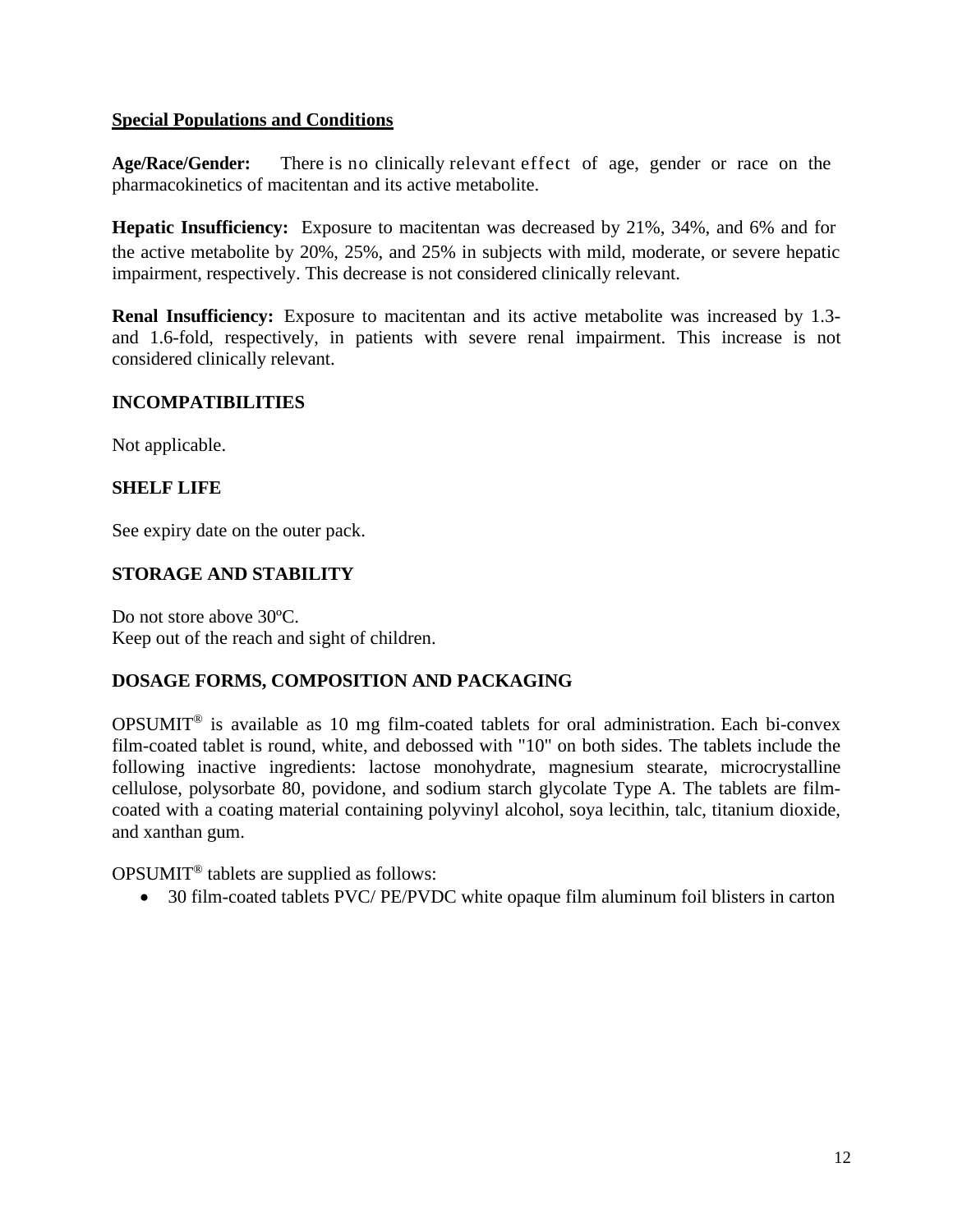**Special Populations and Conditions**

**Age/Race/Gender:** There is no clinically relevant effect of age, gender or race on the pharmacokinetics of macitentan and its active metabolite.

**Hepatic Insufficiency:** Exposure to macitentan was decreased by 21%, 34%, and 6% and for the active metabolite by 20%, 25%, and 25% in subjects with mild, moderate, or severe hepatic impairment, respectively. This decrease is not considered clinically relevant.

**Renal Insufficiency:** Exposure to macitentan and its active metabolite was increased by 1.3- and 1.6-fold, respectively, in patients with severe renal impairment. This increase is not considered clinically relevant.

## INCOMPATIBILITIES

Not applicable.

## SHELF LIFE

See expiry date on the outer pack.

## STORAGE AND STABILITY

Do not store above 30ºC.
Keep out of the reach and sight of children.

## DOSAGE FORMS, COMPOSITION AND PACKAGING

OPSUMIT® is available as 10 mg film-coated tablets for oral administration. Each bi-convex film-coated tablet is round, white, and debossed with "10" on both sides. The tablets include the following inactive ingredients: lactose monohydrate, magnesium stearate, microcrystalline cellulose, polysorbate 80, povidone, and sodium starch glycolate Type A. The tablets are film-coated with a coating material containing polyvinyl alcohol, soya lecithin, talc, titanium dioxide, and xanthan gum.

OPSUMIT® tablets are supplied as follows:

- 30 film-coated tablets PVC/ PE/PVDC white opaque film aluminum foil blisters in carton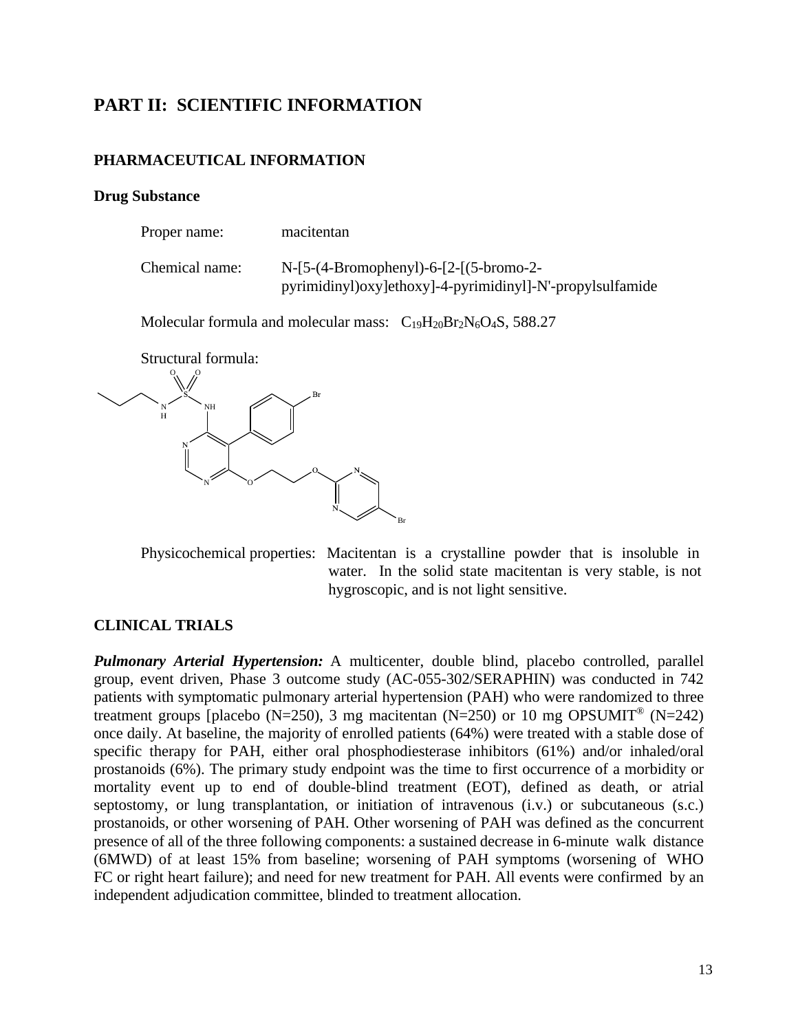# PART II: SCIENTIFIC INFORMATION

## PHARMACEUTICAL INFORMATION

### Drug Substance

Proper name: macitentan

Chemical name: N-[5-(4-Bromophenyl)-6-[2-[(5-bromo-2-pyrimidinyl)oxy]ethoxy]-4-pyrimidinyl]-N'-propylsulfamide

Molecular formula and molecular mass: $C_{19}H_{20}Br_2N_6O_4S$, 588.27

Structural formula:

Physicochemical properties: Macitentan is a crystalline powder that is insoluble in water. In the solid state macitentan is very stable, is not hygroscopic, and is not light sensitive.

## CLINICAL TRIALS

***Pulmonary Arterial Hypertension:*** A multicenter, double blind, placebo controlled, parallel group, event driven, Phase 3 outcome study (AC-055-302/SERAPHIN) was conducted in 742 patients with symptomatic pulmonary arterial hypertension (PAH) who were randomized to three treatment groups [placebo (N=250), 3 mg macitentan (N=250) or 10 mg OPSUMIT® (N=242) once daily. At baseline, the majority of enrolled patients (64%) were treated with a stable dose of specific therapy for PAH, either oral phosphodiesterase inhibitors (61%) and/or inhaled/oral prostanoids (6%). The primary study endpoint was the time to first occurrence of a morbidity or mortality event up to end of double-blind treatment (EOT), defined as death, or atrial septostomy, or lung transplantation, or initiation of intravenous (i.v.) or subcutaneous (s.c.) prostanoids, or other worsening of PAH. Other worsening of PAH was defined as the concurrent presence of all of the three following components: a sustained decrease in 6-minute walk distance (6MWD) of at least 15% from baseline; worsening of PAH symptoms (worsening of WHO FC or right heart failure); and need for new treatment for PAH. All events were confirmed by an independent adjudication committee, blinded to treatment allocation.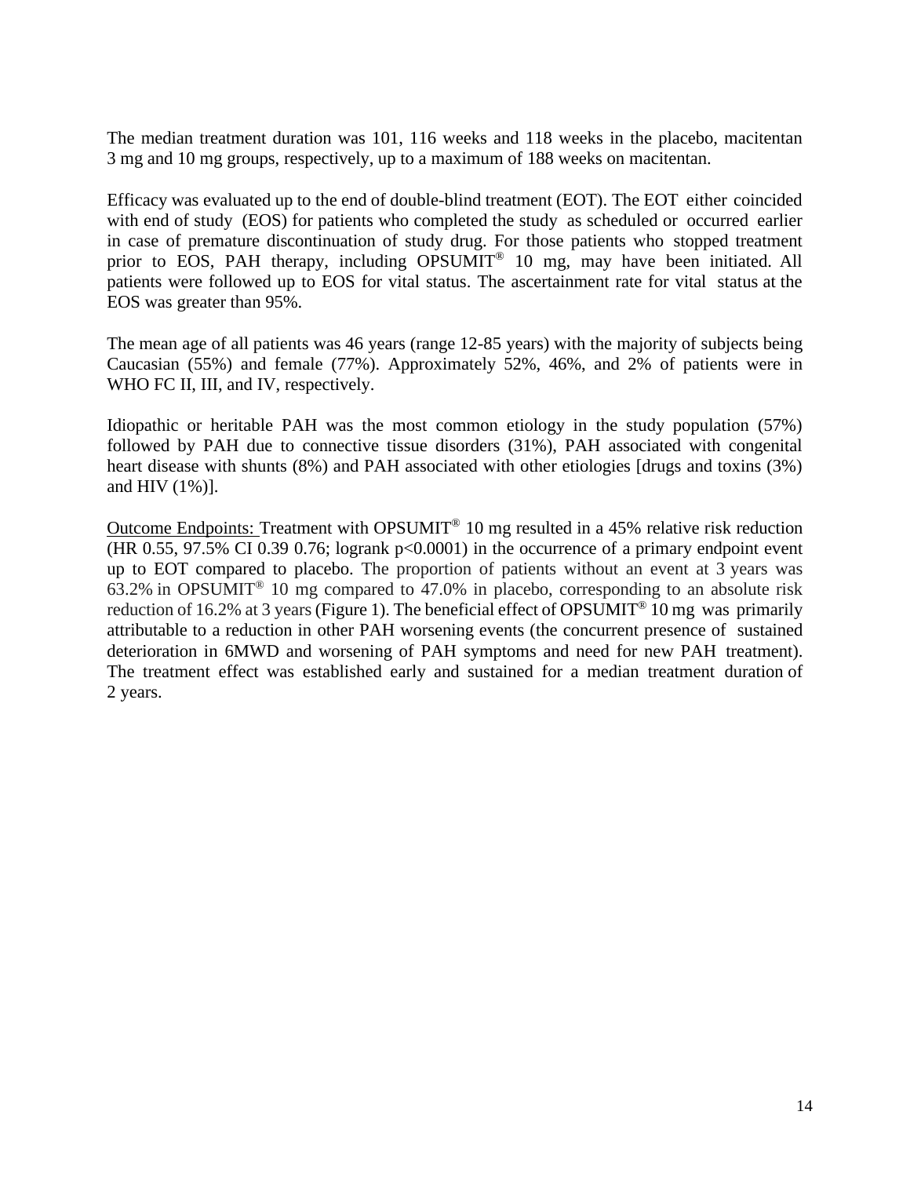The median treatment duration was 101, 116 weeks and 118 weeks in the placebo, macitentan 3 mg and 10 mg groups, respectively, up to a maximum of 188 weeks on macitentan.

Efficacy was evaluated up to the end of double-blind treatment (EOT). The EOT either coincided with end of study (EOS) for patients who completed the study as scheduled or occurred earlier in case of premature discontinuation of study drug. For those patients who stopped treatment prior to EOS, PAH therapy, including OPSUMIT® 10 mg, may have been initiated. All patients were followed up to EOS for vital status. The ascertainment rate for vital status at the EOS was greater than 95%.

The mean age of all patients was 46 years (range 12-85 years) with the majority of subjects being Caucasian (55%) and female (77%). Approximately 52%, 46%, and 2% of patients were in WHO FC II, III, and IV, respectively.

Idiopathic or heritable PAH was the most common etiology in the study population (57%) followed by PAH due to connective tissue disorders (31%), PAH associated with congenital heart disease with shunts (8%) and PAH associated with other etiologies [drugs and toxins (3%) and HIV (1%)].

Outcome Endpoints: Treatment with OPSUMIT® 10 mg resulted in a 45% relative risk reduction (HR 0.55, 97.5% CI 0.39 0.76; logrank $p<0.0001$) in the occurrence of a primary endpoint event up to EOT compared to placebo. The proportion of patients without an event at 3 years was 63.2% in OPSUMIT® 10 mg compared to 47.0% in placebo, corresponding to an absolute risk reduction of 16.2% at 3 years (Figure 1). The beneficial effect of OPSUMIT® 10 mg was primarily attributable to a reduction in other PAH worsening events (the concurrent presence of sustained deterioration in 6MWD and worsening of PAH symptoms and need for new PAH treatment). The treatment effect was established early and sustained for a median treatment duration of 2 years.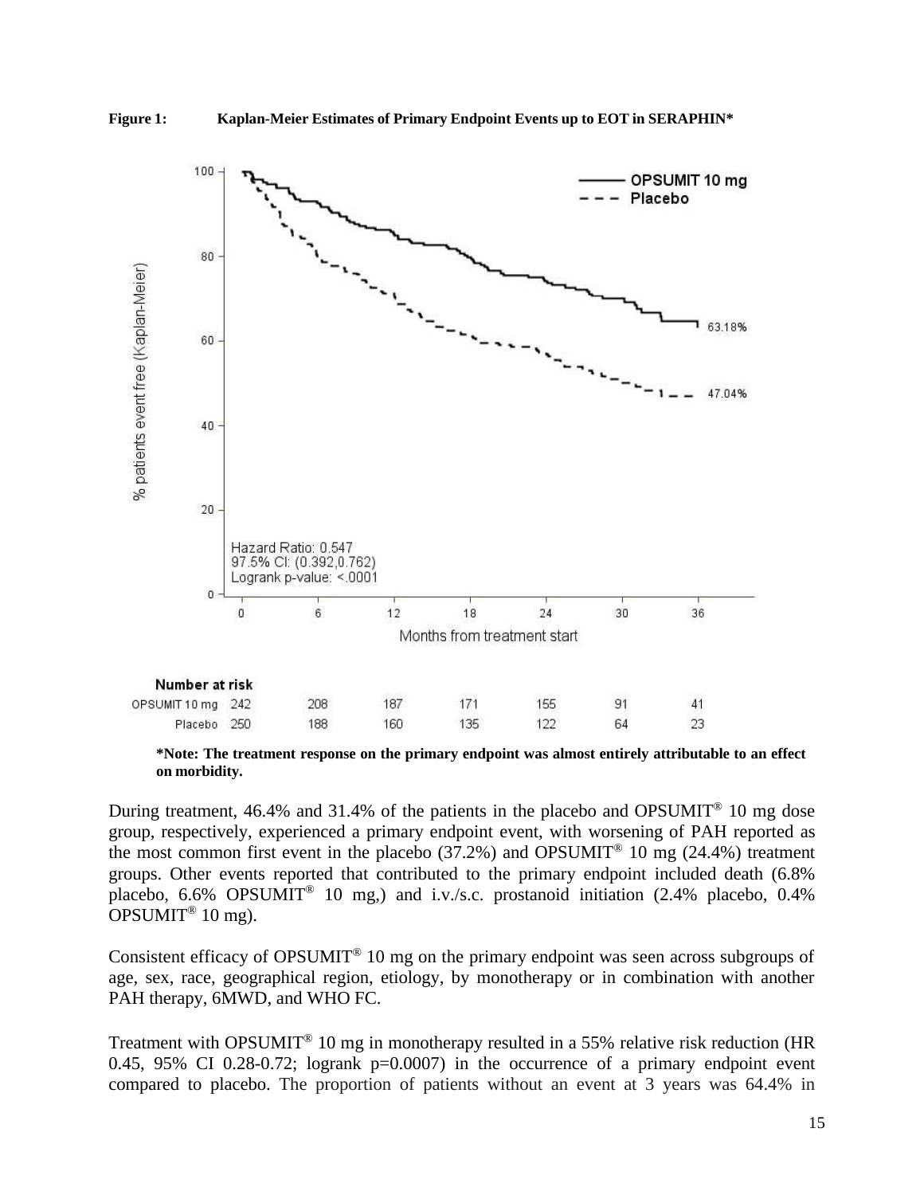**Figure 1: Kaplan-Meier Estimates of Primary Endpoint Events up to EOT in SERAPHIN***

**Number at risk**

| | 0 | 6 | 12 | 18 | 24 | 30 | 36 |
|---|---|---|---|---|---|---|---|
| OPSUMIT 10 mg | 242 | 208 | 187 | 171 | 155 | 91 | 41 |
| Placebo | 250 | 188 | 160 | 135 | 122 | 64 | 23 |

***Note: The treatment response on the primary endpoint was almost entirely attributable to an effect on morbidity.**

During treatment, 46.4% and 31.4% of the patients in the placebo and OPSUMIT® 10 mg dose group, respectively, experienced a primary endpoint event, with worsening of PAH reported as the most common first event in the placebo (37.2%) and OPSUMIT® 10 mg (24.4%) treatment groups. Other events reported that contributed to the primary endpoint included death (6.8% placebo, 6.6% OPSUMIT® 10 mg,) and i.v./s.c. prostanoid initiation (2.4% placebo, 0.4% OPSUMIT® 10 mg).

Consistent efficacy of OPSUMIT® 10 mg on the primary endpoint was seen across subgroups of age, sex, race, geographical region, etiology, by monotherapy or in combination with another PAH therapy, 6MWD, and WHO FC.

Treatment with OPSUMIT® 10 mg in monotherapy resulted in a 55% relative risk reduction (HR 0.45, 95% CI 0.28-0.72; logrank p=0.0007) in the occurrence of a primary endpoint event compared to placebo. The proportion of patients without an event at 3 years was 64.4% in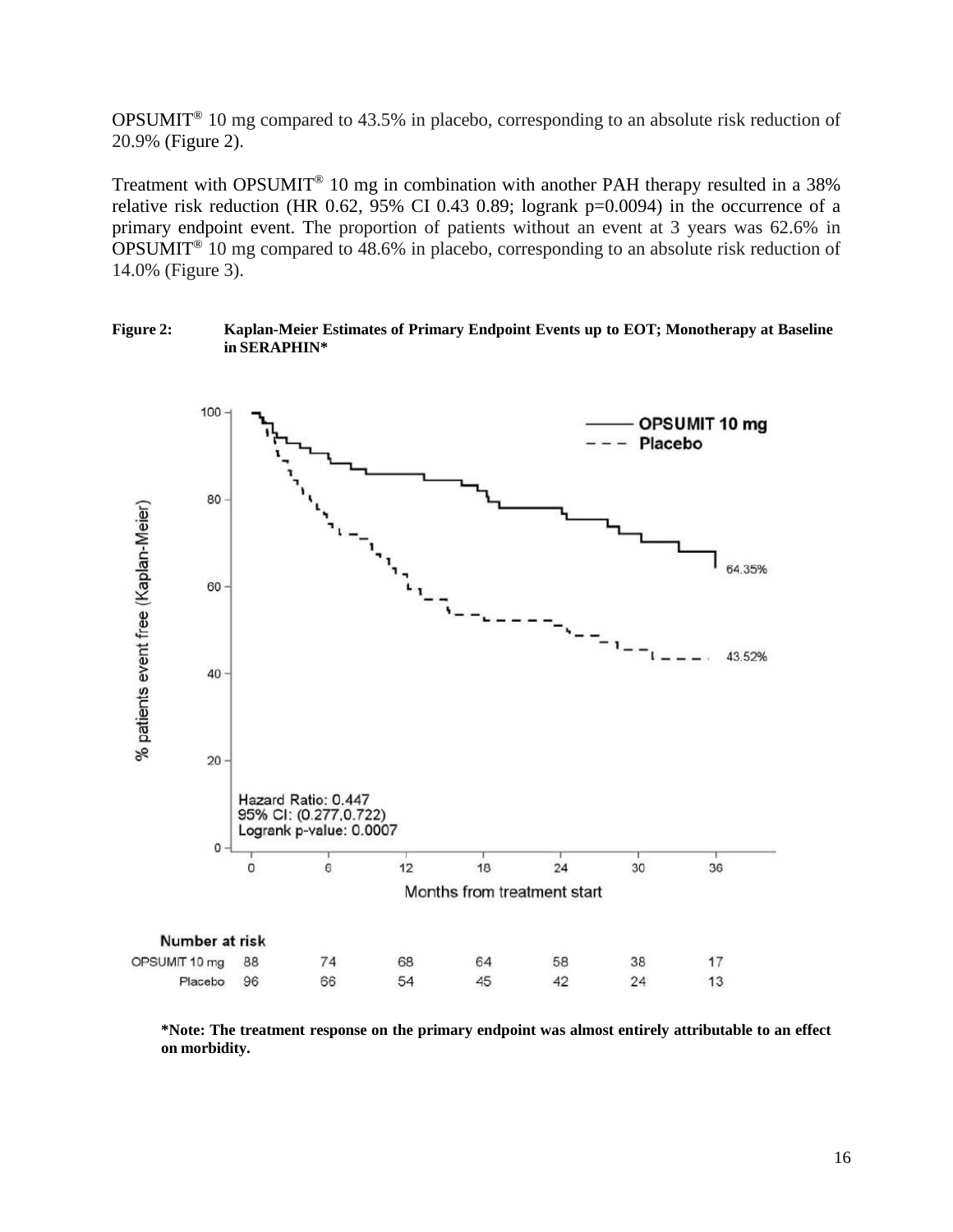OPSUMIT® 10 mg compared to 43.5% in placebo, corresponding to an absolute risk reduction of 20.9% (Figure 2).

Treatment with OPSUMIT® 10 mg in combination with another PAH therapy resulted in a 38% relative risk reduction (HR 0.62, 95% CI 0.43 0.89; logrank p=0.0094) in the occurrence of a primary endpoint event. The proportion of patients without an event at 3 years was 62.6% in OPSUMIT® 10 mg compared to 48.6% in placebo, corresponding to an absolute risk reduction of 14.0% (Figure 3).

**Figure 2: Kaplan-Meier Estimates of Primary Endpoint Events up to EOT; Monotherapy at Baseline in SERAPHIN***

OPSUMIT 10 mg — Placebo

64.35%

43.52%

Hazard Ratio: 0.447
95% CI: (0.277,0.722)
Logrank p-value: 0.0007

% patients event free (Kaplan-Meier)

Months from treatment start

Number at risk

| | 0 | 6 | 12 | 18 | 24 | 30 | 36 |
|---|---|---|---|---|---|---|---|
| OPSUMIT 10 mg | 88 | 74 | 68 | 64 | 58 | 38 | 17 |
| Placebo | 96 | 66 | 54 | 45 | 42 | 24 | 13 |

***Note: The treatment response on the primary endpoint was almost entirely attributable to an effect on morbidity.**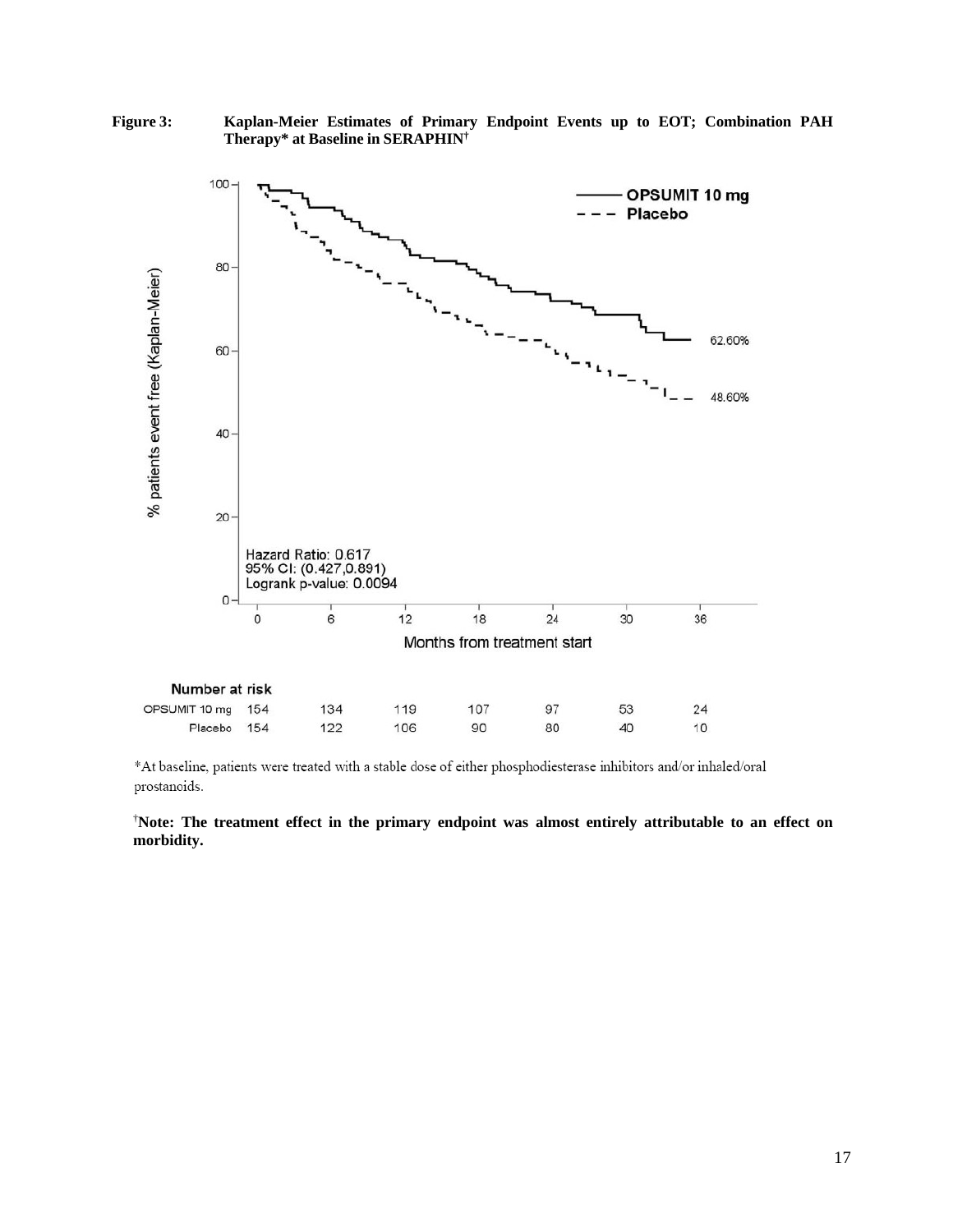**Figure 3: Kaplan-Meier Estimates of Primary Endpoint Events up to EOT; Combination PAH Therapy* at Baseline in SERAPHIN[†]**

*At baseline, patients were treated with a stable dose of either phosphodiesterase inhibitors and/or inhaled/oral prostanoids.

[†]**Note: The treatment effect in the primary endpoint was almost entirely attributable to an effect on morbidity.**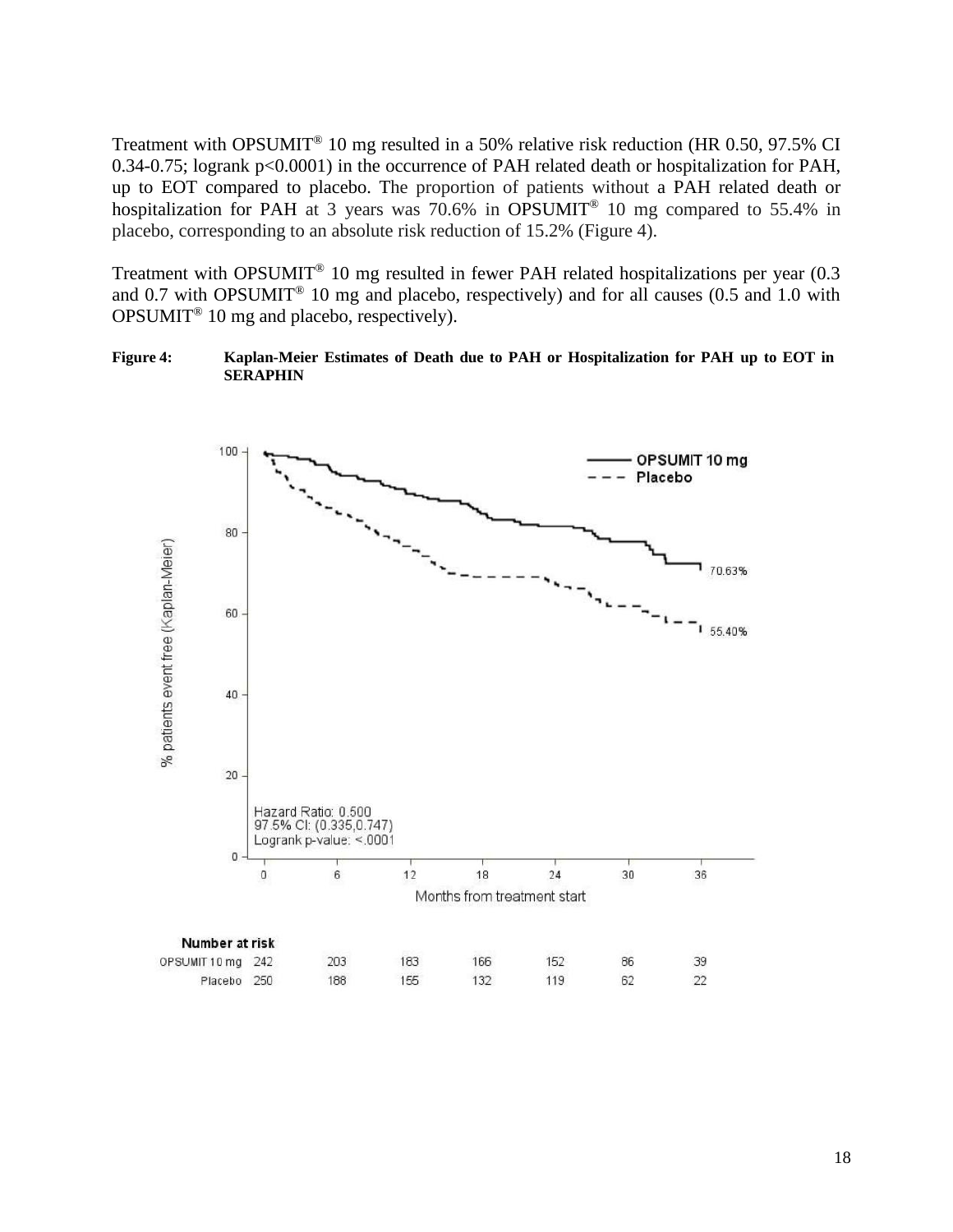Treatment with OPSUMIT® 10 mg resulted in a 50% relative risk reduction (HR 0.50, 97.5% CI 0.34-0.75; logrank p<0.0001) in the occurrence of PAH related death or hospitalization for PAH, up to EOT compared to placebo. The proportion of patients without a PAH related death or hospitalization for PAH at 3 years was 70.6% in OPSUMIT® 10 mg compared to 55.4% in placebo, corresponding to an absolute risk reduction of 15.2% (Figure 4).

Treatment with OPSUMIT® 10 mg resulted in fewer PAH related hospitalizations per year (0.3 and 0.7 with OPSUMIT® 10 mg and placebo, respectively) and for all causes (0.5 and 1.0 with OPSUMIT® 10 mg and placebo, respectively).

**Figure 4: Kaplan-Meier Estimates of Death due to PAH or Hospitalization for PAH up to EOT in SERAPHIN**

Hazard Ratio: 0.500
97.5% CI: (0.335,0.747)
Logrank p-value: <.0001

| Number at risk | 0 | 6 | 12 | 18 | 24 | 30 | 36 |
|---|---|---|---|---|---|---|---|
| OPSUMIT 10 mg | 242 | 203 | 183 | 166 | 152 | 86 | 39 |
| Placebo | 250 | 188 | 155 | 132 | 119 | 62 | 22 |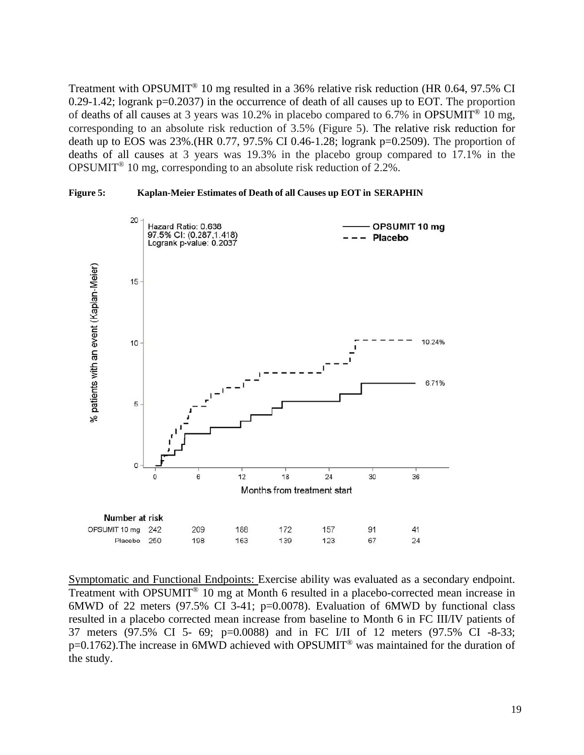Treatment with OPSUMIT® 10 mg resulted in a 36% relative risk reduction (HR 0.64, 97.5% CI 0.29-1.42; logrank p=0.2037) in the occurrence of death of all causes up to EOT. The proportion of deaths of all causes at 3 years was 10.2% in placebo compared to 6.7% in OPSUMIT® 10 mg, corresponding to an absolute risk reduction of 3.5% (Figure 5). The relative risk reduction for death up to EOS was 23%.(HR 0.77, 97.5% CI 0.46-1.28; logrank p=0.2509). The proportion of deaths of all causes at 3 years was 19.3% in the placebo group compared to 17.1% in the OPSUMIT® 10 mg, corresponding to an absolute risk reduction of 2.2%.

**Figure 5: Kaplan-Meier Estimates of Death of all Causes up EOT in SERAPHIN**

Hazard Ratio: 0.638
97.5% CI: (0.287,1.418)
Logrank p-value: 0.2037

— OPSUMIT 10 mg
- - - Placebo

Placebo: 10.24%; OPSUMIT 10 mg: 6.71%

Y-axis: % patients with an event (Kaplan-Meier)
X-axis: Months from treatment start

**Number at risk**

| | 0 | 6 | 12 | 18 | 24 | 30 | 36 |
|---|---|---|---|---|---|---|---|
| OPSUMIT 10 mg | 242 | 209 | 188 | 172 | 157 | 91 | 41 |
| Placebo | 250 | 198 | 163 | 139 | 123 | 67 | 24 |

Symptomatic and Functional Endpoints: Exercise ability was evaluated as a secondary endpoint. Treatment with OPSUMIT® 10 mg at Month 6 resulted in a placebo-corrected mean increase in 6MWD of 22 meters (97.5% CI 3-41; p=0.0078). Evaluation of 6MWD by functional class resulted in a placebo corrected mean increase from baseline to Month 6 in FC III/IV patients of 37 meters (97.5% CI 5- 69; p=0.0088) and in FC I/II of 12 meters (97.5% CI -8-33; p=0.1762).The increase in 6MWD achieved with OPSUMIT® was maintained for the duration of the study.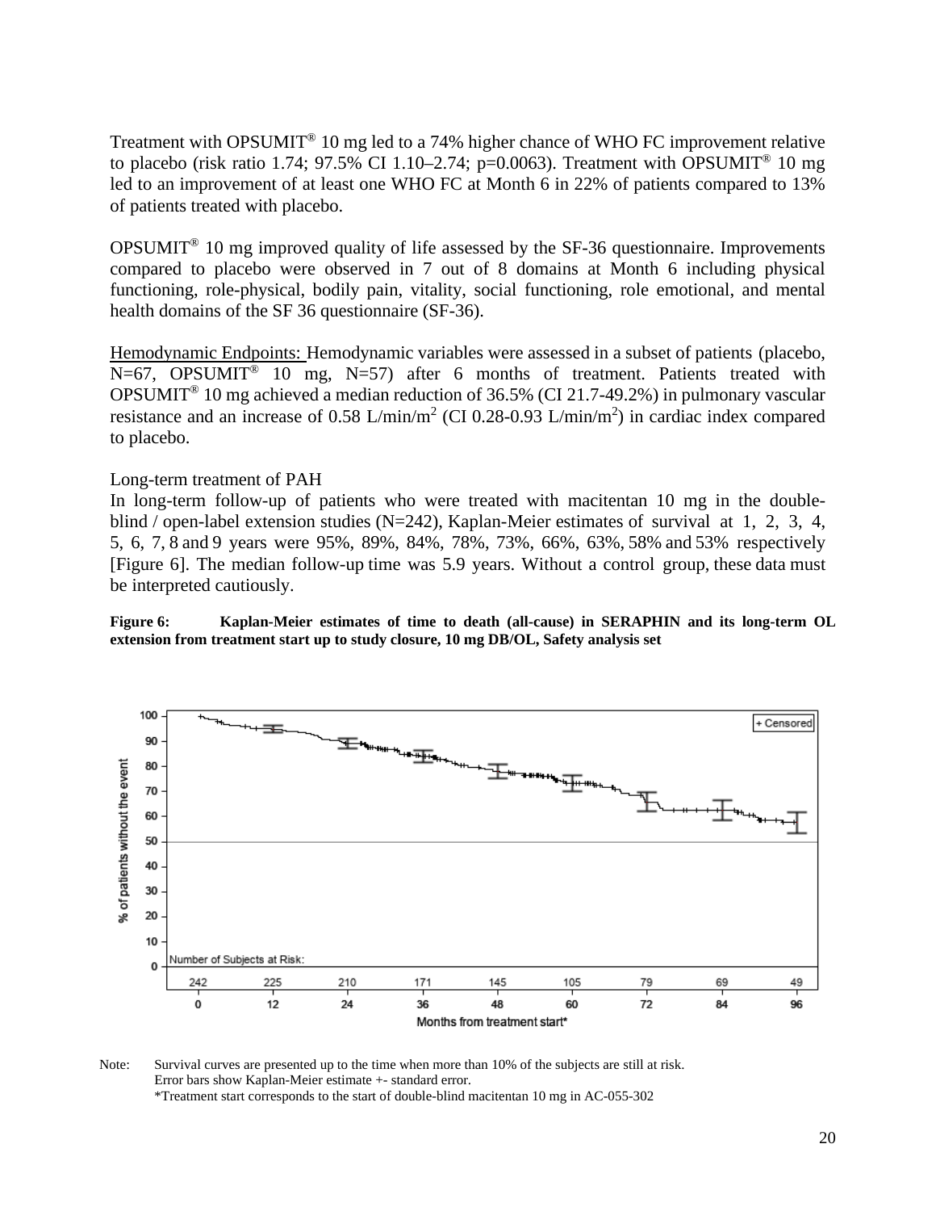Treatment with OPSUMIT® 10 mg led to a 74% higher chance of WHO FC improvement relative to placebo (risk ratio 1.74; 97.5% CI 1.10–2.74; p=0.0063). Treatment with OPSUMIT® 10 mg led to an improvement of at least one WHO FC at Month 6 in 22% of patients compared to 13% of patients treated with placebo.

OPSUMIT® 10 mg improved quality of life assessed by the SF-36 questionnaire. Improvements compared to placebo were observed in 7 out of 8 domains at Month 6 including physical functioning, role-physical, bodily pain, vitality, social functioning, role emotional, and mental health domains of the SF 36 questionnaire (SF-36).

Hemodynamic Endpoints: Hemodynamic variables were assessed in a subset of patients (placebo, N=67, OPSUMIT® 10 mg, N=57) after 6 months of treatment. Patients treated with OPSUMIT® 10 mg achieved a median reduction of 36.5% (CI 21.7-49.2%) in pulmonary vascular resistance and an increase of 0.58 L/min/$m^2$ (CI 0.28-0.93 L/min/$m^2$) in cardiac index compared to placebo.

Long-term treatment of PAH

In long-term follow-up of patients who were treated with macitentan 10 mg in the double-blind / open-label extension studies (N=242), Kaplan-Meier estimates of survival at 1, 2, 3, 4, 5, 6, 7, 8 and 9 years were 95%, 89%, 84%, 78%, 73%, 66%, 63%, 58% and 53% respectively [Figure 6]. The median follow-up time was 5.9 years. Without a control group, these data must be interpreted cautiously.

**Figure 6: Kaplan-Meier estimates of time to death (all-cause) in SERAPHIN and its long-term OL extension from treatment start up to study closure, 10 mg DB/OL, Safety analysis set**

Number of Subjects at Risk:

| Months from treatment start* | 0 | 12 | 24 | 36 | 48 | 60 | 72 | 84 | 96 |
|---|---|---|---|---|---|---|---|---|---|
| Number of Subjects at Risk | 242 | 225 | 210 | 171 | 145 | 105 | 79 | 69 | 49 |

Note: Survival curves are presented up to the time when more than 10% of the subjects are still at risk.
Error bars show Kaplan-Meier estimate +- standard error.
*Treatment start corresponds to the start of double-blind macitentan 10 mg in AC-055-302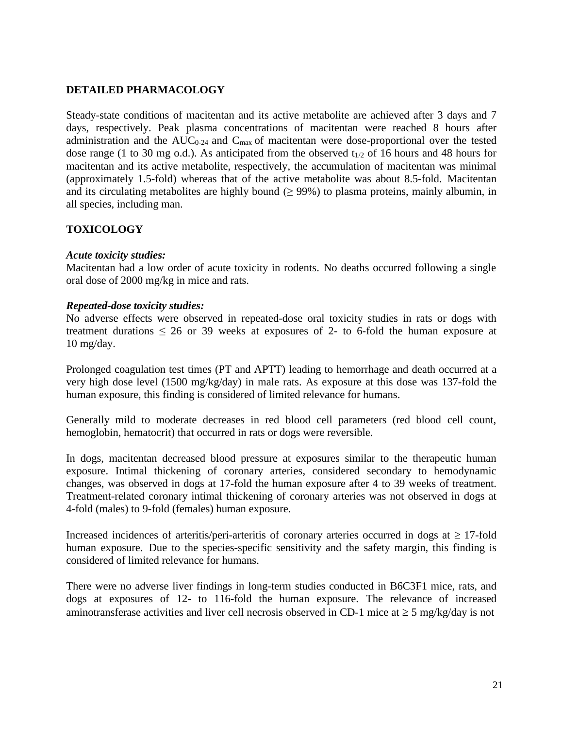## DETAILED PHARMACOLOGY

Steady-state conditions of macitentan and its active metabolite are achieved after 3 days and 7 days, respectively. Peak plasma concentrations of macitentan were reached 8 hours after administration and the $AUC_{0-24}$ and $C_{max}$ of macitentan were dose-proportional over the tested dose range (1 to 30 mg o.d.). As anticipated from the observed $t_{1/2}$ of 16 hours and 48 hours for macitentan and its active metabolite, respectively, the accumulation of macitentan was minimal (approximately 1.5-fold) whereas that of the active metabolite was about 8.5-fold. Macitentan and its circulating metabolites are highly bound (≥ 99%) to plasma proteins, mainly albumin, in all species, including man.

## TOXICOLOGY

***Acute toxicity studies:***
Macitentan had a low order of acute toxicity in rodents. No deaths occurred following a single oral dose of 2000 mg/kg in mice and rats.

***Repeated-dose toxicity studies:***
No adverse effects were observed in repeated-dose oral toxicity studies in rats or dogs with treatment durations ≤ 26 or 39 weeks at exposures of 2- to 6-fold the human exposure at 10 mg/day.

Prolonged coagulation test times (PT and APTT) leading to hemorrhage and death occurred at a very high dose level (1500 mg/kg/day) in male rats. As exposure at this dose was 137-fold the human exposure, this finding is considered of limited relevance for humans.

Generally mild to moderate decreases in red blood cell parameters (red blood cell count, hemoglobin, hematocrit) that occurred in rats or dogs were reversible.

In dogs, macitentan decreased blood pressure at exposures similar to the therapeutic human exposure. Intimal thickening of coronary arteries, considered secondary to hemodynamic changes, was observed in dogs at 17-fold the human exposure after 4 to 39 weeks of treatment. Treatment-related coronary intimal thickening of coronary arteries was not observed in dogs at 4-fold (males) to 9-fold (females) human exposure.

Increased incidences of arteritis/peri-arteritis of coronary arteries occurred in dogs at ≥ 17-fold human exposure. Due to the species-specific sensitivity and the safety margin, this finding is considered of limited relevance for humans.

There were no adverse liver findings in long-term studies conducted in B6C3F1 mice, rats, and dogs at exposures of 12- to 116-fold the human exposure. The relevance of increased aminotransferase activities and liver cell necrosis observed in CD-1 mice at ≥ 5 mg/kg/day is not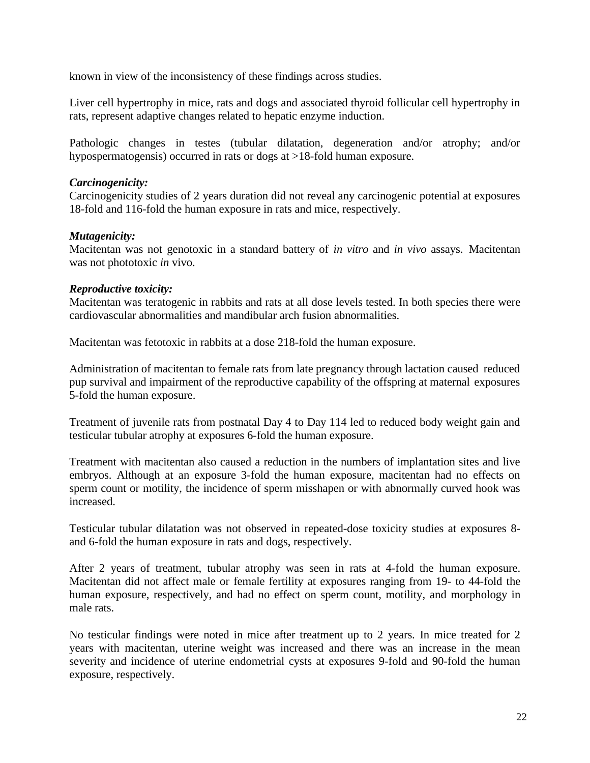known in view of the inconsistency of these findings across studies.

Liver cell hypertrophy in mice, rats and dogs and associated thyroid follicular cell hypertrophy in rats, represent adaptive changes related to hepatic enzyme induction.

Pathologic changes in testes (tubular dilatation, degeneration and/or atrophy; and/or hypospermatogensis) occurred in rats or dogs at >18-fold human exposure.

***Carcinogenicity:***
Carcinogenicity studies of 2 years duration did not reveal any carcinogenic potential at exposures 18-fold and 116-fold the human exposure in rats and mice, respectively.

***Mutagenicity:***
Macitentan was not genotoxic in a standard battery of *in vitro* and *in vivo* assays. Macitentan was not phototoxic *in* vivo.

***Reproductive toxicity:***
Macitentan was teratogenic in rabbits and rats at all dose levels tested. In both species there were cardiovascular abnormalities and mandibular arch fusion abnormalities.

Macitentan was fetotoxic in rabbits at a dose 218-fold the human exposure.

Administration of macitentan to female rats from late pregnancy through lactation caused reduced pup survival and impairment of the reproductive capability of the offspring at maternal exposures 5-fold the human exposure.

Treatment of juvenile rats from postnatal Day 4 to Day 114 led to reduced body weight gain and testicular tubular atrophy at exposures 6-fold the human exposure.

Treatment with macitentan also caused a reduction in the numbers of implantation sites and live embryos. Although at an exposure 3-fold the human exposure, macitentan had no effects on sperm count or motility, the incidence of sperm misshapen or with abnormally curved hook was increased.

Testicular tubular dilatation was not observed in repeated-dose toxicity studies at exposures 8- and 6-fold the human exposure in rats and dogs, respectively.

After 2 years of treatment, tubular atrophy was seen in rats at 4-fold the human exposure. Macitentan did not affect male or female fertility at exposures ranging from 19- to 44-fold the human exposure, respectively, and had no effect on sperm count, motility, and morphology in male rats.

No testicular findings were noted in mice after treatment up to 2 years. In mice treated for 2 years with macitentan, uterine weight was increased and there was an increase in the mean severity and incidence of uterine endometrial cysts at exposures 9-fold and 90-fold the human exposure, respectively.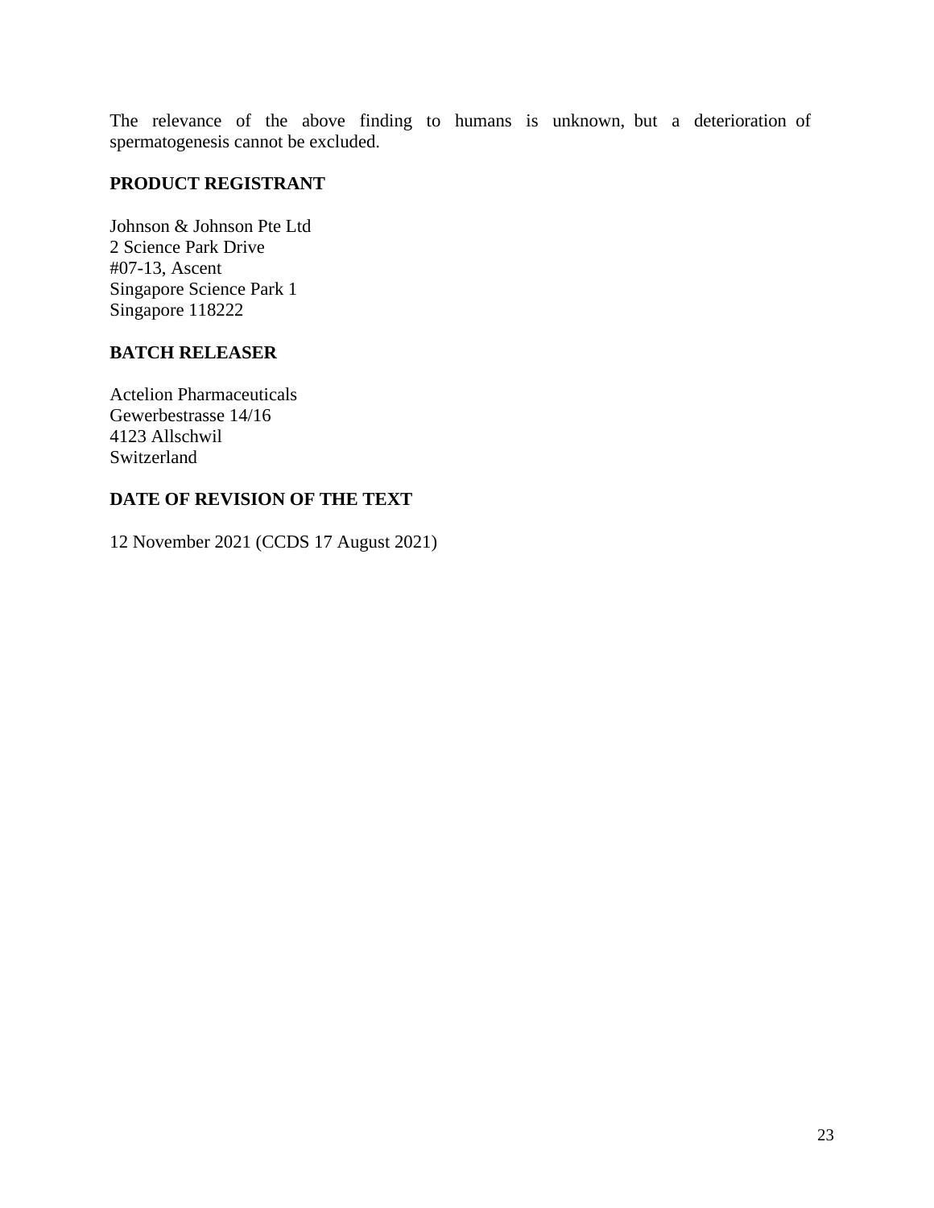The relevance of the above finding to humans is unknown, but a deterioration of spermatogenesis cannot be excluded.

**PRODUCT REGISTRANT**

Johnson & Johnson Pte Ltd
2 Science Park Drive
#07-13, Ascent
Singapore Science Park 1
Singapore 118222

**BATCH RELEASER**

Actelion Pharmaceuticals
Gewerbestrasse 14/16
4123 Allschwil
Switzerland

**DATE OF REVISION OF THE TEXT**

12 November 2021 (CCDS 17 August 2021)